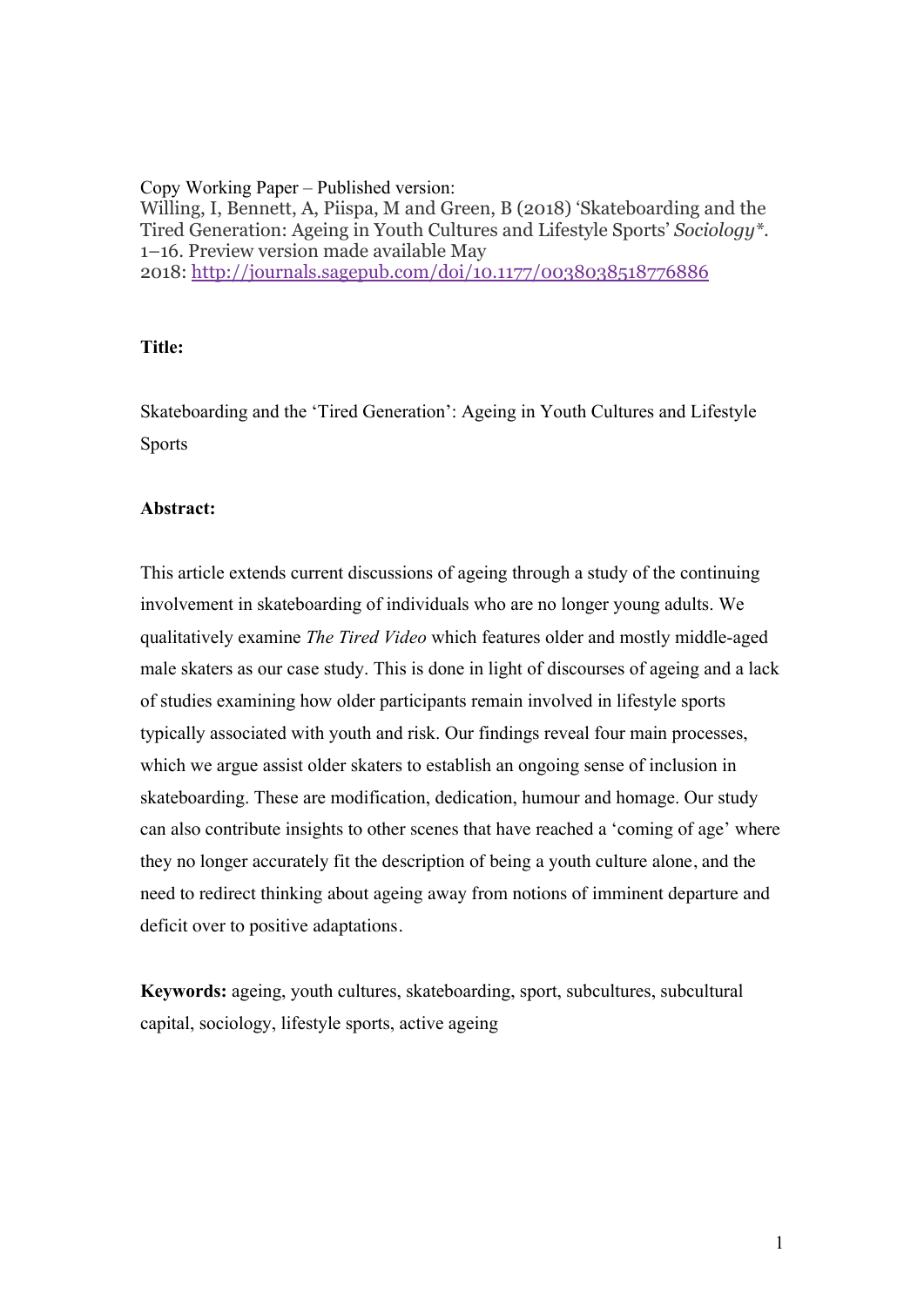Copy Working Paper – Published version:
Willing, I, Bennett, A, Piispa, M and Green, B (2018) 'Skateboarding and the Tired Generation: Ageing in Youth Cultures and Lifestyle Sports' *Sociology\**. 1–16. Preview version made available May 2018: http://journals.sagepub.com/doi/10.1177/0038038518776886

**Title:**

Skateboarding and the 'Tired Generation': Ageing in Youth Cultures and Lifestyle Sports

**Abstract:**

This article extends current discussions of ageing through a study of the continuing involvement in skateboarding of individuals who are no longer young adults. We qualitatively examine *The Tired Video* which features older and mostly middle-aged male skaters as our case study. This is done in light of discourses of ageing and a lack of studies examining how older participants remain involved in lifestyle sports typically associated with youth and risk. Our findings reveal four main processes, which we argue assist older skaters to establish an ongoing sense of inclusion in skateboarding. These are modification, dedication, humour and homage. Our study can also contribute insights to other scenes that have reached a 'coming of age' where they no longer accurately fit the description of being a youth culture alone, and the need to redirect thinking about ageing away from notions of imminent departure and deficit over to positive adaptations.

**Keywords:** ageing, youth cultures, skateboarding, sport, subcultures, subcultural capital, sociology, lifestyle sports, active ageing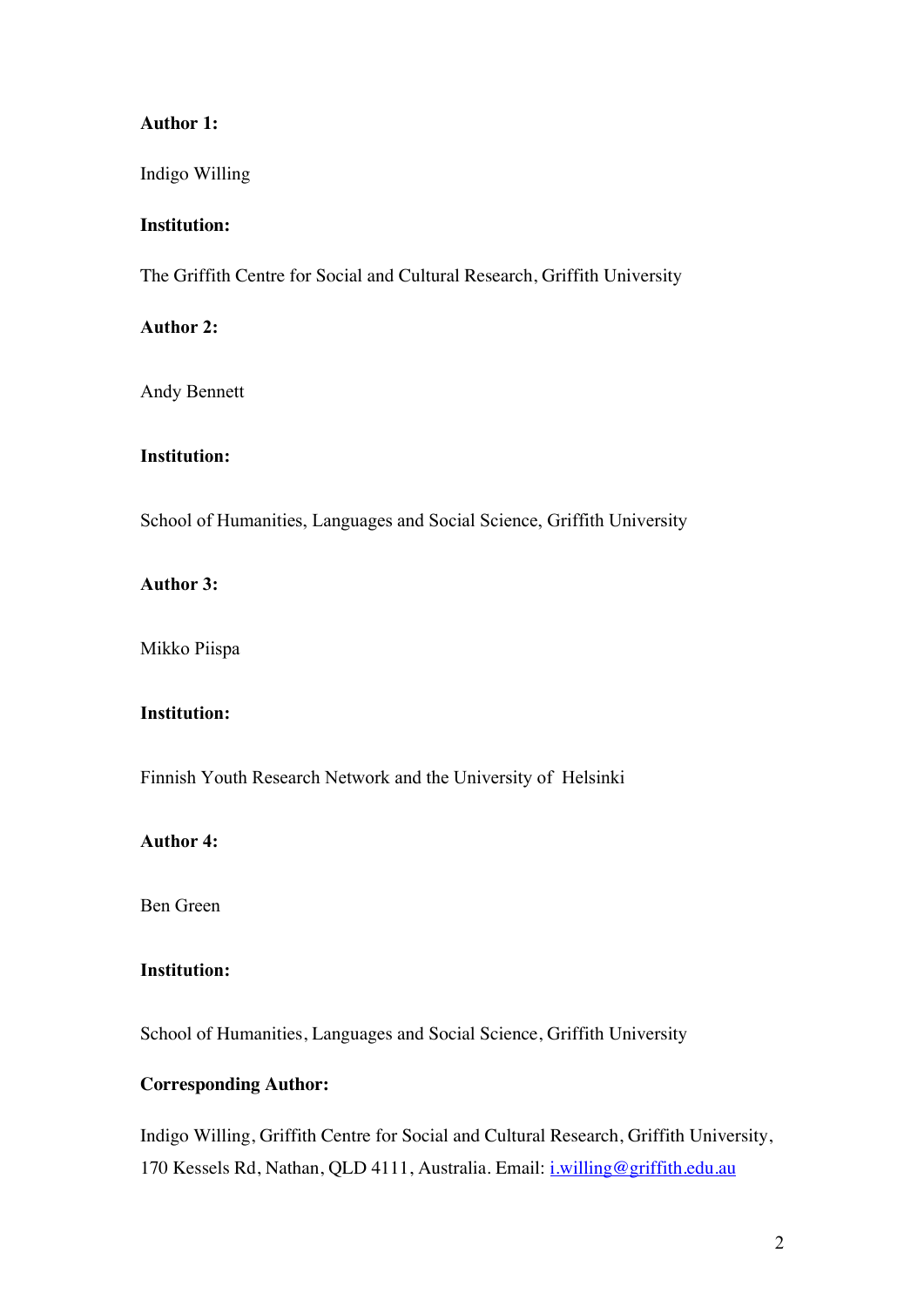**Author 1:**

Indigo Willing

**Institution:**

The Griffith Centre for Social and Cultural Research, Griffith University

**Author 2:**

Andy Bennett

**Institution:**

School of Humanities, Languages and Social Science, Griffith University

**Author 3:**

Mikko Piispa

**Institution:**

Finnish Youth Research Network and the University of Helsinki

**Author 4:**

Ben Green

**Institution:**

School of Humanities, Languages and Social Science, Griffith University

**Corresponding Author:**

Indigo Willing, Griffith Centre for Social and Cultural Research, Griffith University, 170 Kessels Rd, Nathan, QLD 4111, Australia. Email: i.willing@griffith.edu.au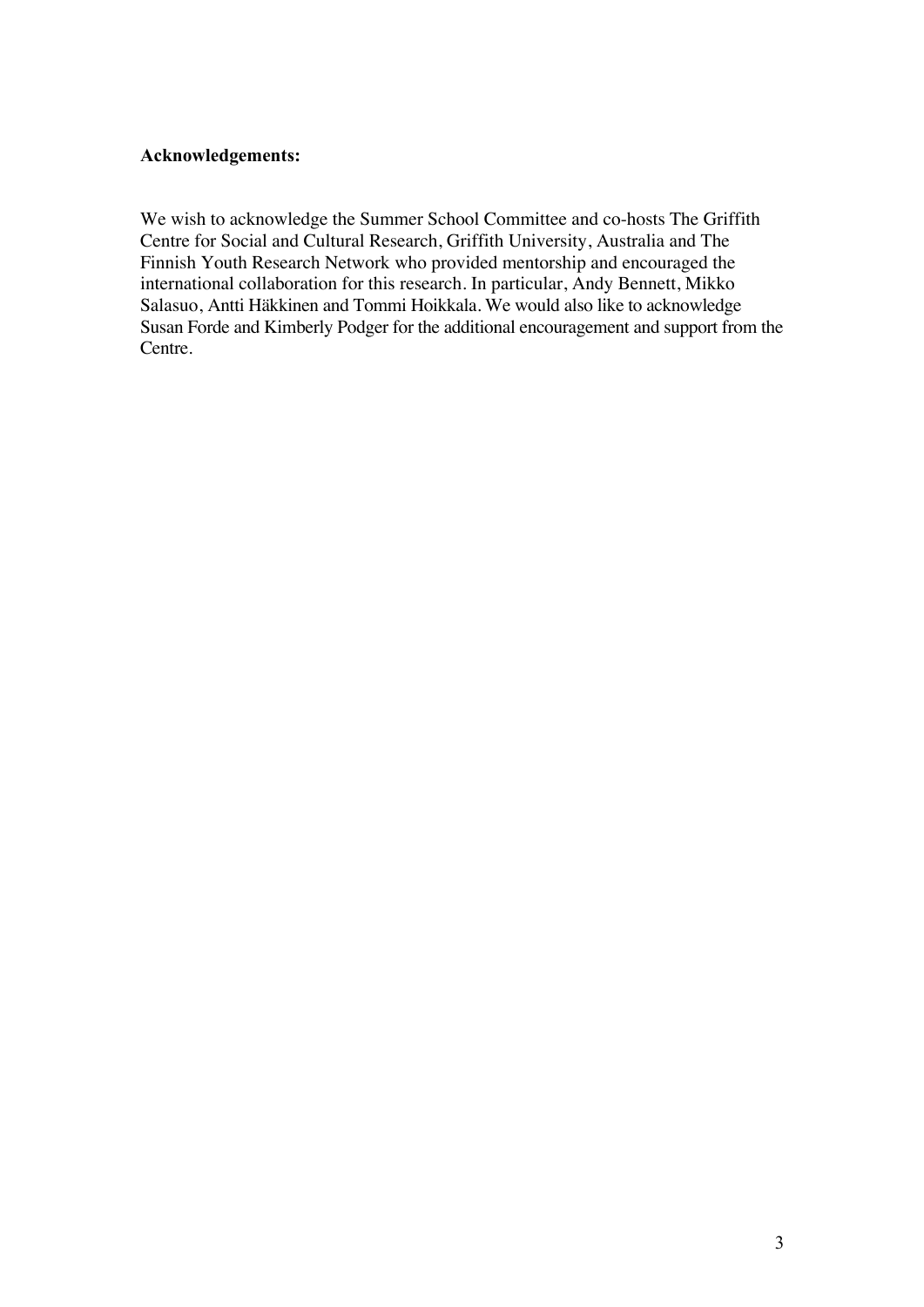**Acknowledgements:**

We wish to acknowledge the Summer School Committee and co-hosts The Griffith Centre for Social and Cultural Research, Griffith University, Australia and The Finnish Youth Research Network who provided mentorship and encouraged the international collaboration for this research. In particular, Andy Bennett, Mikko Salasuo, Antti Häkkinen and Tommi Hoikkala. We would also like to acknowledge Susan Forde and Kimberly Podger for the additional encouragement and support from the Centre.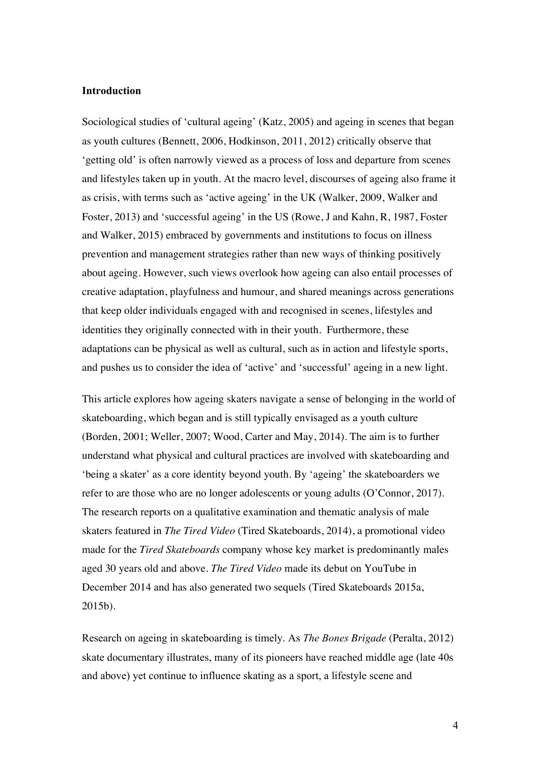## Introduction

Sociological studies of 'cultural ageing' (Katz, 2005) and ageing in scenes that began as youth cultures (Bennett, 2006, Hodkinson, 2011, 2012) critically observe that 'getting old' is often narrowly viewed as a process of loss and departure from scenes and lifestyles taken up in youth. At the macro level, discourses of ageing also frame it as crisis, with terms such as 'active ageing' in the UK (Walker, 2009, Walker and Foster, 2013) and 'successful ageing' in the US (Rowe, J and Kahn, R, 1987, Foster and Walker, 2015) embraced by governments and institutions to focus on illness prevention and management strategies rather than new ways of thinking positively about ageing. However, such views overlook how ageing can also entail processes of creative adaptation, playfulness and humour, and shared meanings across generations that keep older individuals engaged with and recognised in scenes, lifestyles and identities they originally connected with in their youth. Furthermore, these adaptations can be physical as well as cultural, such as in action and lifestyle sports, and pushes us to consider the idea of 'active' and 'successful' ageing in a new light.

This article explores how ageing skaters navigate a sense of belonging in the world of skateboarding, which began and is still typically envisaged as a youth culture (Borden, 2001; Weller, 2007; Wood, Carter and May, 2014). The aim is to further understand what physical and cultural practices are involved with skateboarding and 'being a skater' as a core identity beyond youth. By 'ageing' the skateboarders we refer to are those who are no longer adolescents or young adults (O'Connor, 2017). The research reports on a qualitative examination and thematic analysis of male skaters featured in *The Tired Video* (Tired Skateboards, 2014), a promotional video made for the *Tired Skateboards* company whose key market is predominantly males aged 30 years old and above. *The Tired Video* made its debut on YouTube in December 2014 and has also generated two sequels (Tired Skateboards 2015a, 2015b).

Research on ageing in skateboarding is timely. As *The Bones Brigade* (Peralta, 2012) skate documentary illustrates, many of its pioneers have reached middle age (late 40s and above) yet continue to influence skating as a sport, a lifestyle scene and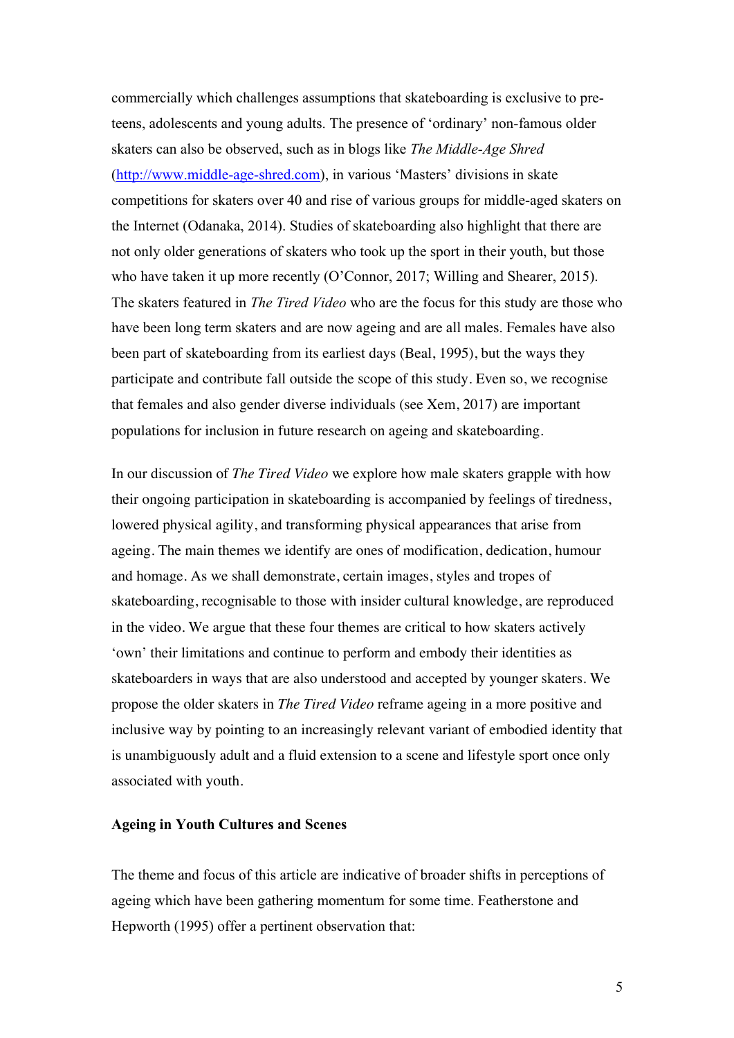commercially which challenges assumptions that skateboarding is exclusive to pre-teens, adolescents and young adults. The presence of 'ordinary' non-famous older skaters can also be observed, such as in blogs like *The Middle-Age Shred* (http://www.middle-age-shred.com), in various 'Masters' divisions in skate competitions for skaters over 40 and rise of various groups for middle-aged skaters on the Internet (Odanaka, 2014). Studies of skateboarding also highlight that there are not only older generations of skaters who took up the sport in their youth, but those who have taken it up more recently (O'Connor, 2017; Willing and Shearer, 2015). The skaters featured in *The Tired Video* who are the focus for this study are those who have been long term skaters and are now ageing and are all males. Females have also been part of skateboarding from its earliest days (Beal, 1995), but the ways they participate and contribute fall outside the scope of this study. Even so, we recognise that females and also gender diverse individuals (see Xem, 2017) are important populations for inclusion in future research on ageing and skateboarding.

In our discussion of *The Tired Video* we explore how male skaters grapple with how their ongoing participation in skateboarding is accompanied by feelings of tiredness, lowered physical agility, and transforming physical appearances that arise from ageing. The main themes we identify are ones of modification, dedication, humour and homage. As we shall demonstrate, certain images, styles and tropes of skateboarding, recognisable to those with insider cultural knowledge, are reproduced in the video. We argue that these four themes are critical to how skaters actively 'own' their limitations and continue to perform and embody their identities as skateboarders in ways that are also understood and accepted by younger skaters. We propose the older skaters in *The Tired Video* reframe ageing in a more positive and inclusive way by pointing to an increasingly relevant variant of embodied identity that is unambiguously adult and a fluid extension to a scene and lifestyle sport once only associated with youth.

## Ageing in Youth Cultures and Scenes

The theme and focus of this article are indicative of broader shifts in perceptions of ageing which have been gathering momentum for some time. Featherstone and Hepworth (1995) offer a pertinent observation that: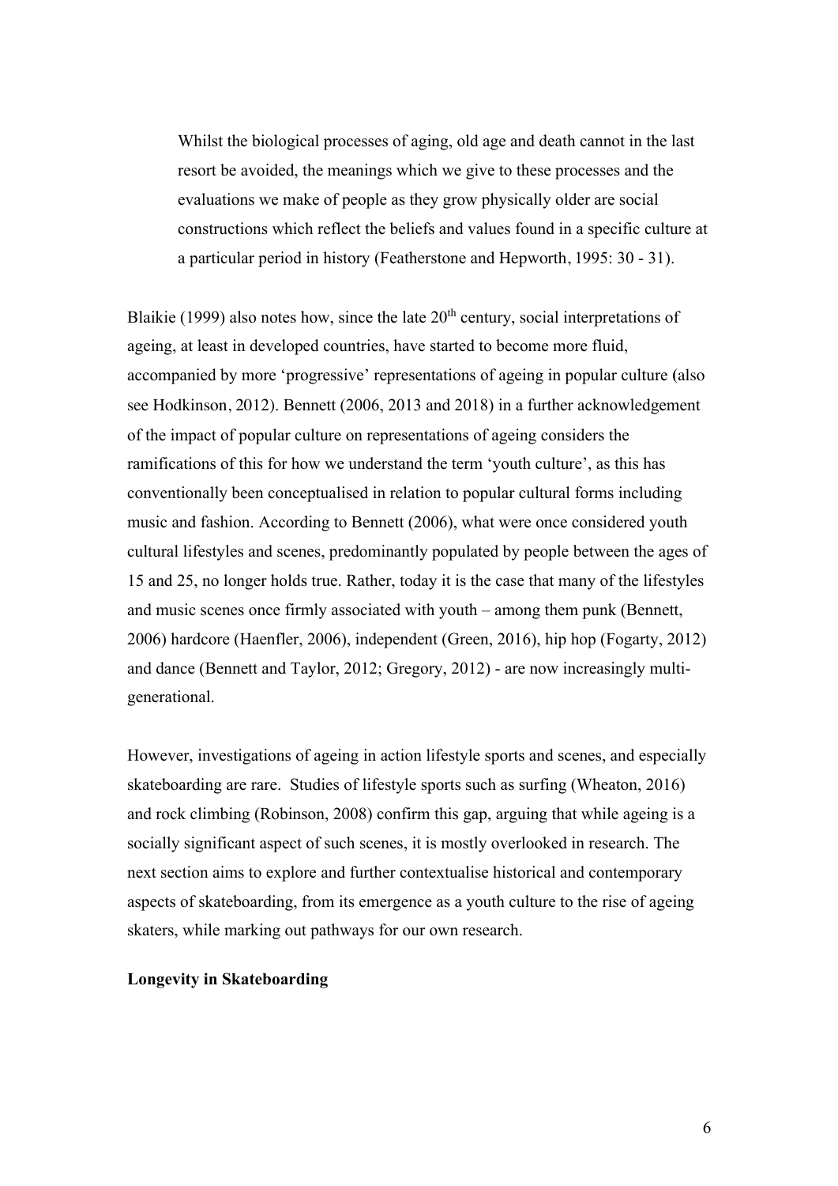> Whilst the biological processes of aging, old age and death cannot in the last resort be avoided, the meanings which we give to these processes and the evaluations we make of people as they grow physically older are social constructions which reflect the beliefs and values found in a specific culture at a particular period in history (Featherstone and Hepworth, 1995: 30 - 31).

Blaikie (1999) also notes how, since the late 20th century, social interpretations of ageing, at least in developed countries, have started to become more fluid, accompanied by more 'progressive' representations of ageing in popular culture (also see Hodkinson, 2012). Bennett (2006, 2013 and 2018) in a further acknowledgement of the impact of popular culture on representations of ageing considers the ramifications of this for how we understand the term 'youth culture', as this has conventionally been conceptualised in relation to popular cultural forms including music and fashion. According to Bennett (2006), what were once considered youth cultural lifestyles and scenes, predominantly populated by people between the ages of 15 and 25, no longer holds true. Rather, today it is the case that many of the lifestyles and music scenes once firmly associated with youth – among them punk (Bennett, 2006) hardcore (Haenfler, 2006), independent (Green, 2016), hip hop (Fogarty, 2012) and dance (Bennett and Taylor, 2012; Gregory, 2012) - are now increasingly multi-generational.

However, investigations of ageing in action lifestyle sports and scenes, and especially skateboarding are rare. Studies of lifestyle sports such as surfing (Wheaton, 2016) and rock climbing (Robinson, 2008) confirm this gap, arguing that while ageing is a socially significant aspect of such scenes, it is mostly overlooked in research. The next section aims to explore and further contextualise historical and contemporary aspects of skateboarding, from its emergence as a youth culture to the rise of ageing skaters, while marking out pathways for our own research.

**Longevity in Skateboarding**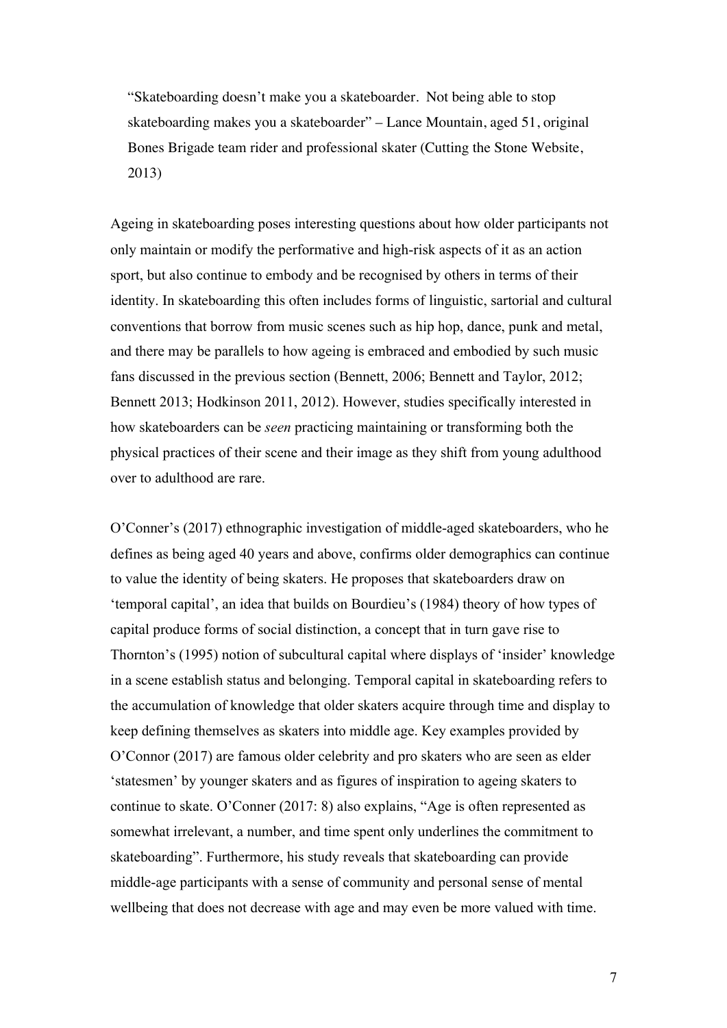> "Skateboarding doesn't make you a skateboarder. Not being able to stop skateboarding makes you a skateboarder" – Lance Mountain, aged 51, original Bones Brigade team rider and professional skater (Cutting the Stone Website, 2013)

Ageing in skateboarding poses interesting questions about how older participants not only maintain or modify the performative and high-risk aspects of it as an action sport, but also continue to embody and be recognised by others in terms of their identity. In skateboarding this often includes forms of linguistic, sartorial and cultural conventions that borrow from music scenes such as hip hop, dance, punk and metal, and there may be parallels to how ageing is embraced and embodied by such music fans discussed in the previous section (Bennett, 2006; Bennett and Taylor, 2012; Bennett 2013; Hodkinson 2011, 2012). However, studies specifically interested in how skateboarders can be *seen* practicing maintaining or transforming both the physical practices of their scene and their image as they shift from young adulthood over to adulthood are rare.

O'Conner's (2017) ethnographic investigation of middle-aged skateboarders, who he defines as being aged 40 years and above, confirms older demographics can continue to value the identity of being skaters. He proposes that skateboarders draw on 'temporal capital', an idea that builds on Bourdieu's (1984) theory of how types of capital produce forms of social distinction, a concept that in turn gave rise to Thornton's (1995) notion of subcultural capital where displays of 'insider' knowledge in a scene establish status and belonging. Temporal capital in skateboarding refers to the accumulation of knowledge that older skaters acquire through time and display to keep defining themselves as skaters into middle age. Key examples provided by O'Connor (2017) are famous older celebrity and pro skaters who are seen as elder 'statesmen' by younger skaters and as figures of inspiration to ageing skaters to continue to skate. O'Conner (2017: 8) also explains, "Age is often represented as somewhat irrelevant, a number, and time spent only underlines the commitment to skateboarding". Furthermore, his study reveals that skateboarding can provide middle-age participants with a sense of community and personal sense of mental wellbeing that does not decrease with age and may even be more valued with time.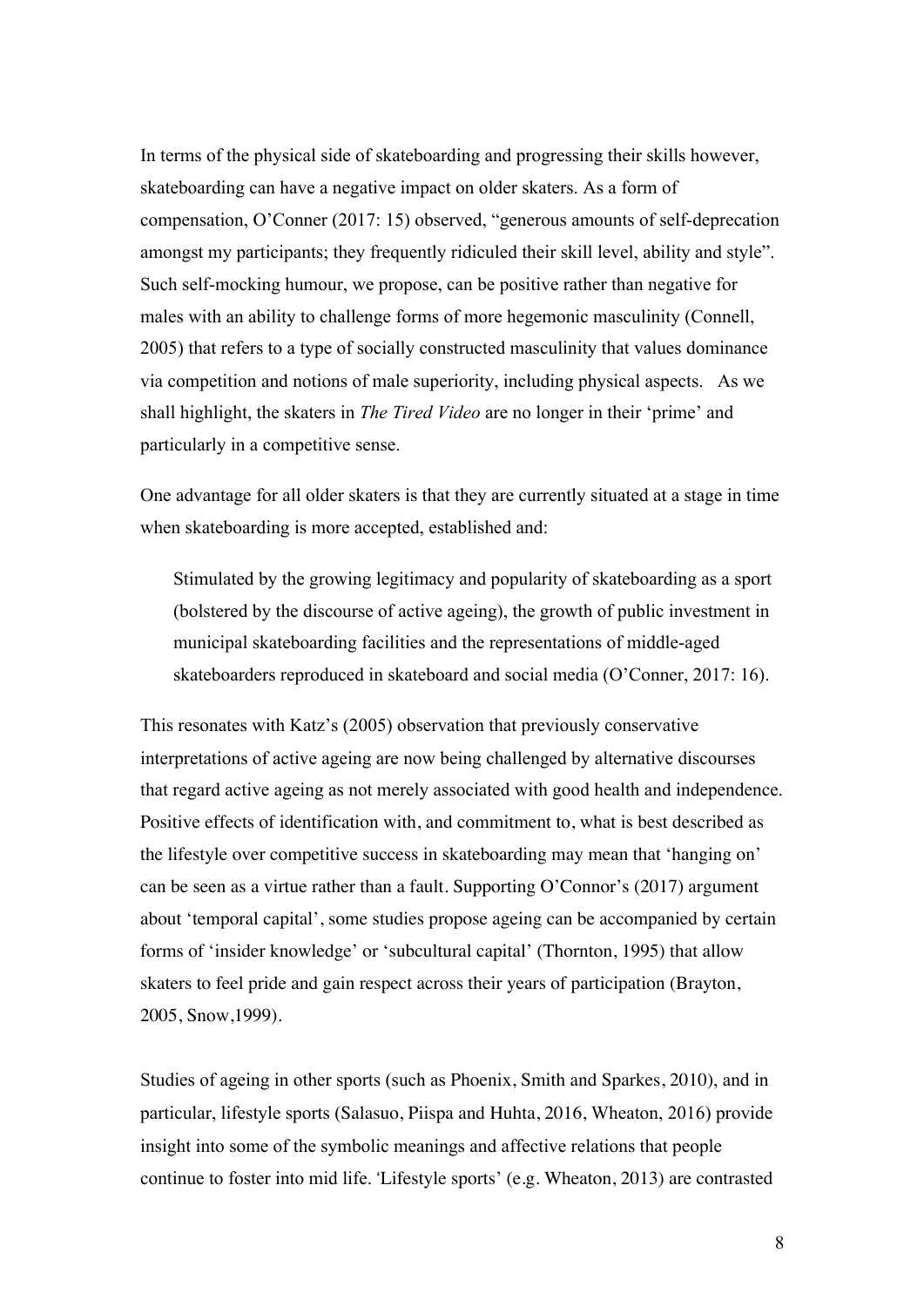In terms of the physical side of skateboarding and progressing their skills however, skateboarding can have a negative impact on older skaters. As a form of compensation, O'Conner (2017: 15) observed, "generous amounts of self-deprecation amongst my participants; they frequently ridiculed their skill level, ability and style". Such self-mocking humour, we propose, can be positive rather than negative for males with an ability to challenge forms of more hegemonic masculinity (Connell, 2005) that refers to a type of socially constructed masculinity that values dominance via competition and notions of male superiority, including physical aspects. As we shall highlight, the skaters in *The Tired Video* are no longer in their 'prime' and particularly in a competitive sense.

One advantage for all older skaters is that they are currently situated at a stage in time when skateboarding is more accepted, established and:

> Stimulated by the growing legitimacy and popularity of skateboarding as a sport (bolstered by the discourse of active ageing), the growth of public investment in municipal skateboarding facilities and the representations of middle-aged skateboarders reproduced in skateboard and social media (O'Conner, 2017: 16).

This resonates with Katz's (2005) observation that previously conservative interpretations of active ageing are now being challenged by alternative discourses that regard active ageing as not merely associated with good health and independence. Positive effects of identification with, and commitment to, what is best described as the lifestyle over competitive success in skateboarding may mean that 'hanging on' can be seen as a virtue rather than a fault. Supporting O'Connor's (2017) argument about 'temporal capital', some studies propose ageing can be accompanied by certain forms of 'insider knowledge' or 'subcultural capital' (Thornton, 1995) that allow skaters to feel pride and gain respect across their years of participation (Brayton, 2005, Snow,1999).

Studies of ageing in other sports (such as Phoenix, Smith and Sparkes, 2010), and in particular, lifestyle sports (Salasuo, Piispa and Huhta, 2016, Wheaton, 2016) provide insight into some of the symbolic meanings and affective relations that people continue to foster into mid life. 'Lifestyle sports' (e.g. Wheaton, 2013) are contrasted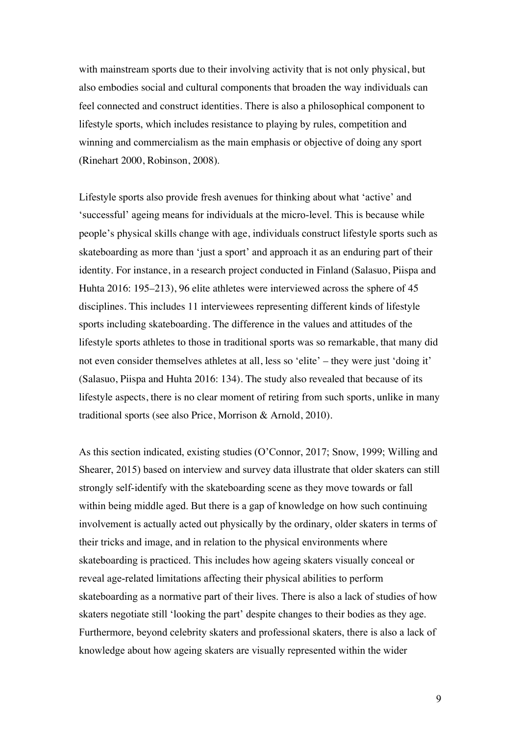with mainstream sports due to their involving activity that is not only physical, but also embodies social and cultural components that broaden the way individuals can feel connected and construct identities. There is also a philosophical component to lifestyle sports, which includes resistance to playing by rules, competition and winning and commercialism as the main emphasis or objective of doing any sport (Rinehart 2000, Robinson, 2008).

Lifestyle sports also provide fresh avenues for thinking about what 'active' and 'successful' ageing means for individuals at the micro-level. This is because while people's physical skills change with age, individuals construct lifestyle sports such as skateboarding as more than 'just a sport' and approach it as an enduring part of their identity. For instance, in a research project conducted in Finland (Salasuo, Piispa and Huhta 2016: 195–213), 96 elite athletes were interviewed across the sphere of 45 disciplines. This includes 11 interviewees representing different kinds of lifestyle sports including skateboarding. The difference in the values and attitudes of the lifestyle sports athletes to those in traditional sports was so remarkable, that many did not even consider themselves athletes at all, less so 'elite' – they were just 'doing it' (Salasuo, Piispa and Huhta 2016: 134). The study also revealed that because of its lifestyle aspects, there is no clear moment of retiring from such sports, unlike in many traditional sports (see also Price, Morrison & Arnold, 2010).

As this section indicated, existing studies (O'Connor, 2017; Snow, 1999; Willing and Shearer, 2015) based on interview and survey data illustrate that older skaters can still strongly self-identify with the skateboarding scene as they move towards or fall within being middle aged. But there is a gap of knowledge on how such continuing involvement is actually acted out physically by the ordinary, older skaters in terms of their tricks and image, and in relation to the physical environments where skateboarding is practiced. This includes how ageing skaters visually conceal or reveal age-related limitations affecting their physical abilities to perform skateboarding as a normative part of their lives. There is also a lack of studies of how skaters negotiate still 'looking the part' despite changes to their bodies as they age. Furthermore, beyond celebrity skaters and professional skaters, there is also a lack of knowledge about how ageing skaters are visually represented within the wider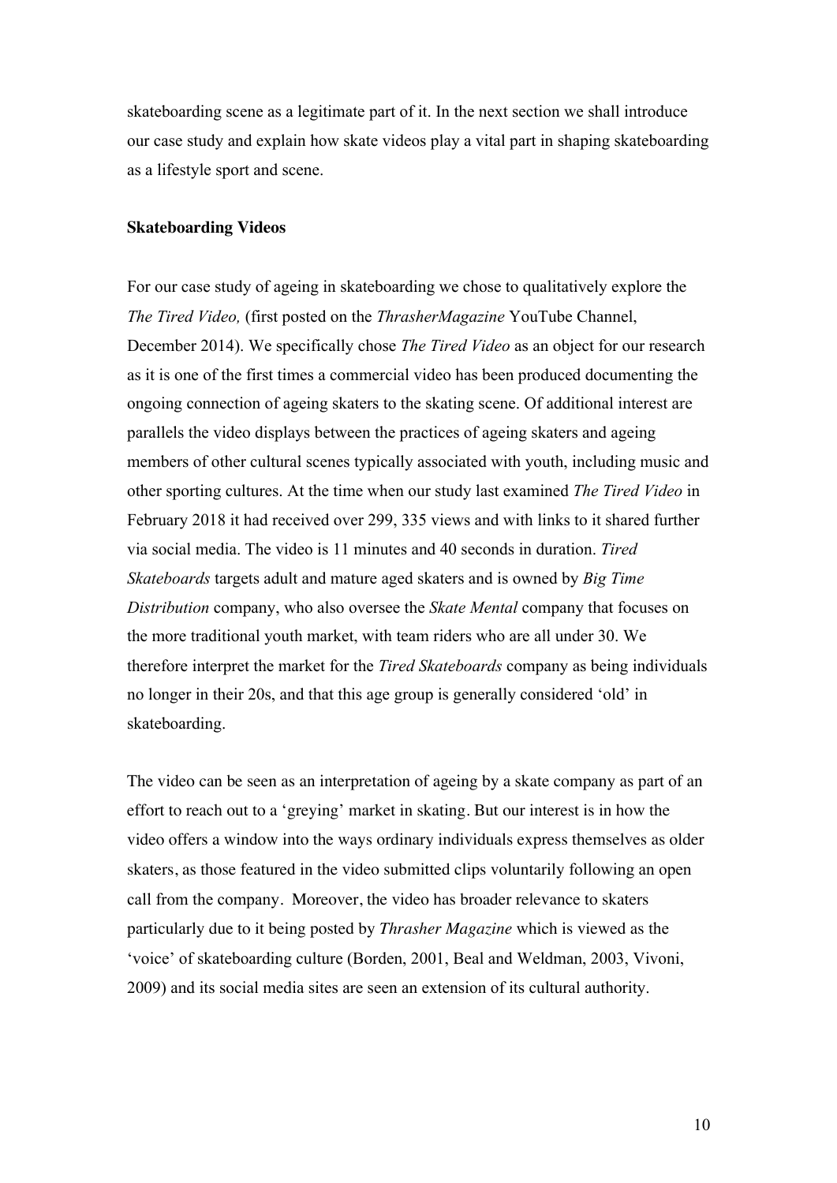skateboarding scene as a legitimate part of it. In the next section we shall introduce our case study and explain how skate videos play a vital part in shaping skateboarding as a lifestyle sport and scene.

**Skateboarding Videos**

For our case study of ageing in skateboarding we chose to qualitatively explore the *The Tired Video,* (first posted on the *ThrasherMagazine* YouTube Channel, December 2014). We specifically chose *The Tired Video* as an object for our research as it is one of the first times a commercial video has been produced documenting the ongoing connection of ageing skaters to the skating scene. Of additional interest are parallels the video displays between the practices of ageing skaters and ageing members of other cultural scenes typically associated with youth, including music and other sporting cultures. At the time when our study last examined *The Tired Video* in February 2018 it had received over 299, 335 views and with links to it shared further via social media. The video is 11 minutes and 40 seconds in duration. *Tired Skateboards* targets adult and mature aged skaters and is owned by *Big Time Distribution* company, who also oversee the *Skate Mental* company that focuses on the more traditional youth market, with team riders who are all under 30. We therefore interpret the market for the *Tired Skateboards* company as being individuals no longer in their 20s, and that this age group is generally considered 'old' in skateboarding.

The video can be seen as an interpretation of ageing by a skate company as part of an effort to reach out to a 'greying' market in skating. But our interest is in how the video offers a window into the ways ordinary individuals express themselves as older skaters, as those featured in the video submitted clips voluntarily following an open call from the company. Moreover, the video has broader relevance to skaters particularly due to it being posted by *Thrasher Magazine* which is viewed as the 'voice' of skateboarding culture (Borden, 2001, Beal and Weldman, 2003, Vivoni, 2009) and its social media sites are seen an extension of its cultural authority.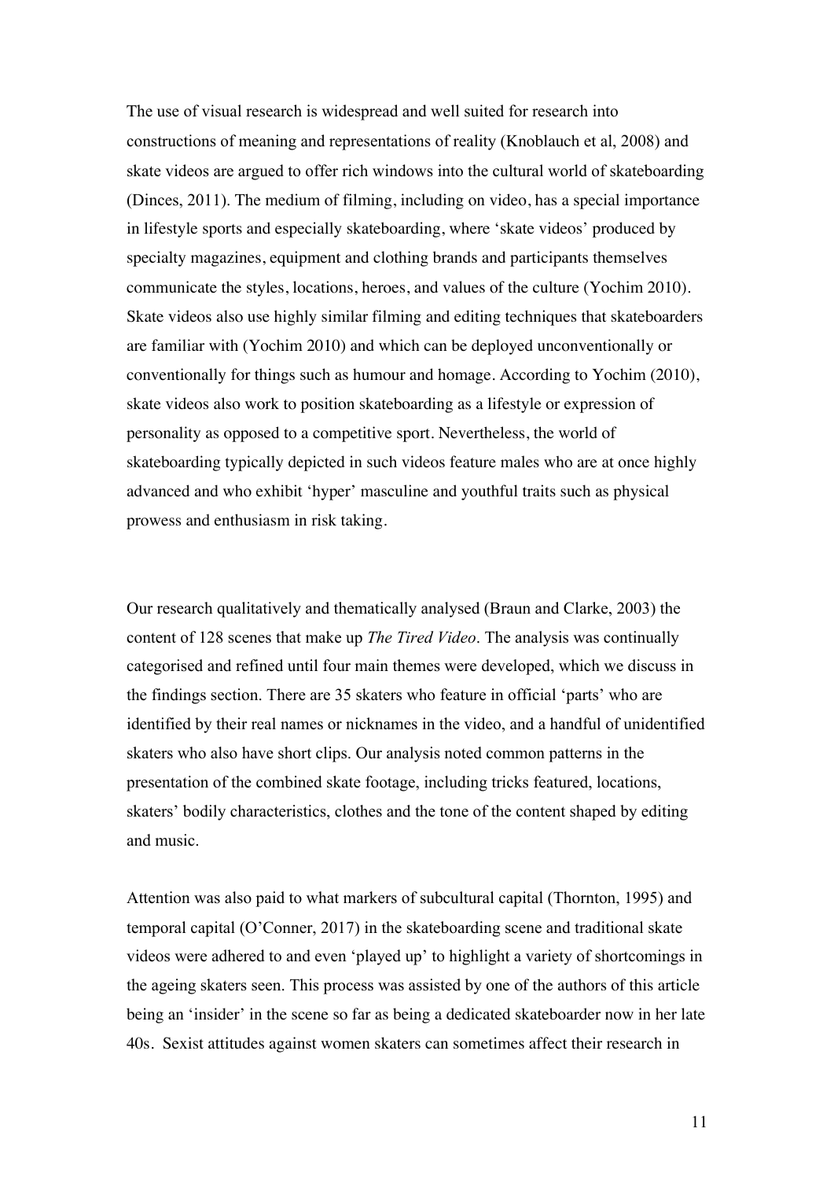The use of visual research is widespread and well suited for research into constructions of meaning and representations of reality (Knoblauch et al, 2008) and skate videos are argued to offer rich windows into the cultural world of skateboarding (Dinces, 2011). The medium of filming, including on video, has a special importance in lifestyle sports and especially skateboarding, where 'skate videos' produced by specialty magazines, equipment and clothing brands and participants themselves communicate the styles, locations, heroes, and values of the culture (Yochim 2010). Skate videos also use highly similar filming and editing techniques that skateboarders are familiar with (Yochim 2010) and which can be deployed unconventionally or conventionally for things such as humour and homage. According to Yochim (2010), skate videos also work to position skateboarding as a lifestyle or expression of personality as opposed to a competitive sport. Nevertheless, the world of skateboarding typically depicted in such videos feature males who are at once highly advanced and who exhibit 'hyper' masculine and youthful traits such as physical prowess and enthusiasm in risk taking.

Our research qualitatively and thematically analysed (Braun and Clarke, 2003) the content of 128 scenes that make up *The Tired Video*. The analysis was continually categorised and refined until four main themes were developed, which we discuss in the findings section. There are 35 skaters who feature in official 'parts' who are identified by their real names or nicknames in the video, and a handful of unidentified skaters who also have short clips. Our analysis noted common patterns in the presentation of the combined skate footage, including tricks featured, locations, skaters' bodily characteristics, clothes and the tone of the content shaped by editing and music.

Attention was also paid to what markers of subcultural capital (Thornton, 1995) and temporal capital (O'Conner, 2017) in the skateboarding scene and traditional skate videos were adhered to and even 'played up' to highlight a variety of shortcomings in the ageing skaters seen. This process was assisted by one of the authors of this article being an 'insider' in the scene so far as being a dedicated skateboarder now in her late 40s. Sexist attitudes against women skaters can sometimes affect their research in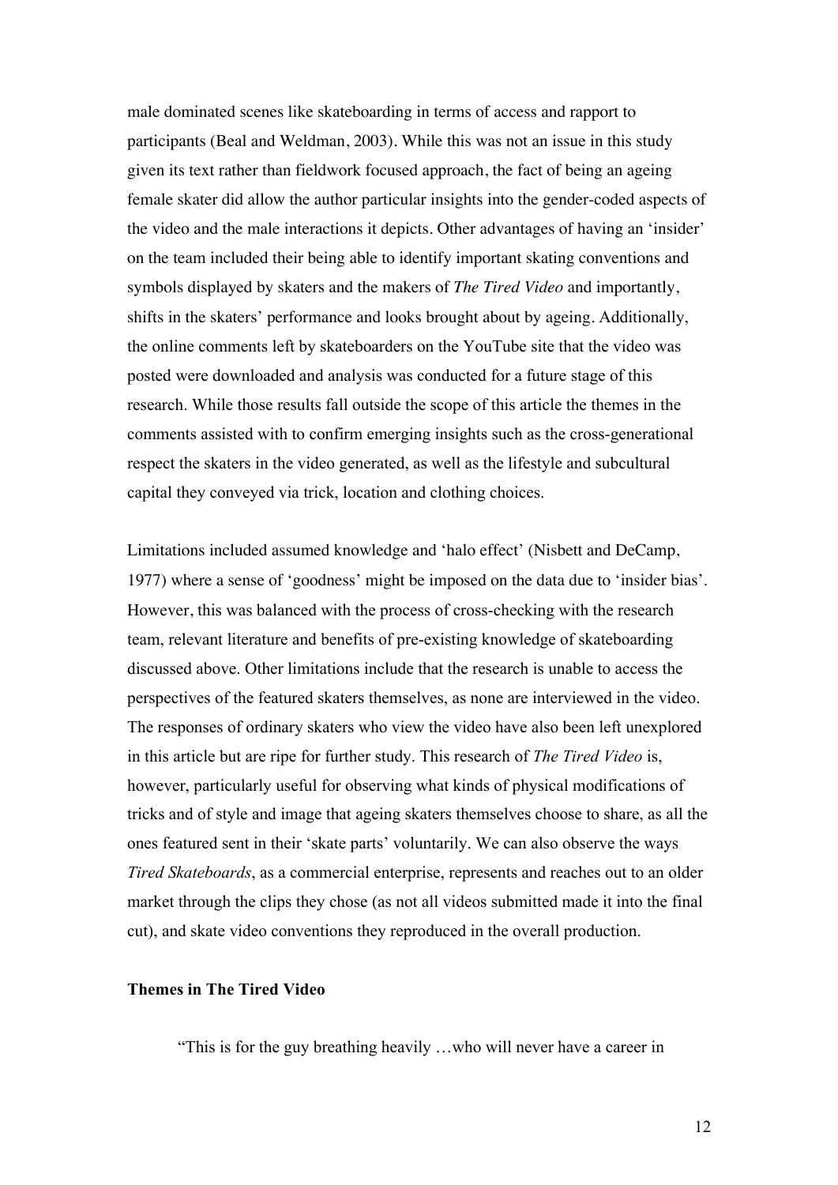male dominated scenes like skateboarding in terms of access and rapport to participants (Beal and Weldman, 2003). While this was not an issue in this study given its text rather than fieldwork focused approach, the fact of being an ageing female skater did allow the author particular insights into the gender-coded aspects of the video and the male interactions it depicts. Other advantages of having an 'insider' on the team included their being able to identify important skating conventions and symbols displayed by skaters and the makers of *The Tired Video* and importantly, shifts in the skaters' performance and looks brought about by ageing. Additionally, the online comments left by skateboarders on the YouTube site that the video was posted were downloaded and analysis was conducted for a future stage of this research. While those results fall outside the scope of this article the themes in the comments assisted with to confirm emerging insights such as the cross-generational respect the skaters in the video generated, as well as the lifestyle and subcultural capital they conveyed via trick, location and clothing choices.

Limitations included assumed knowledge and 'halo effect' (Nisbett and DeCamp, 1977) where a sense of 'goodness' might be imposed on the data due to 'insider bias'. However, this was balanced with the process of cross-checking with the research team, relevant literature and benefits of pre-existing knowledge of skateboarding discussed above. Other limitations include that the research is unable to access the perspectives of the featured skaters themselves, as none are interviewed in the video. The responses of ordinary skaters who view the video have also been left unexplored in this article but are ripe for further study. This research of *The Tired Video* is, however, particularly useful for observing what kinds of physical modifications of tricks and of style and image that ageing skaters themselves choose to share, as all the ones featured sent in their 'skate parts' voluntarily. We can also observe the ways *Tired Skateboards*, as a commercial enterprise, represents and reaches out to an older market through the clips they chose (as not all videos submitted made it into the final cut), and skate video conventions they reproduced in the overall production.

**Themes in The Tired Video**

"This is for the guy breathing heavily …who will never have a career in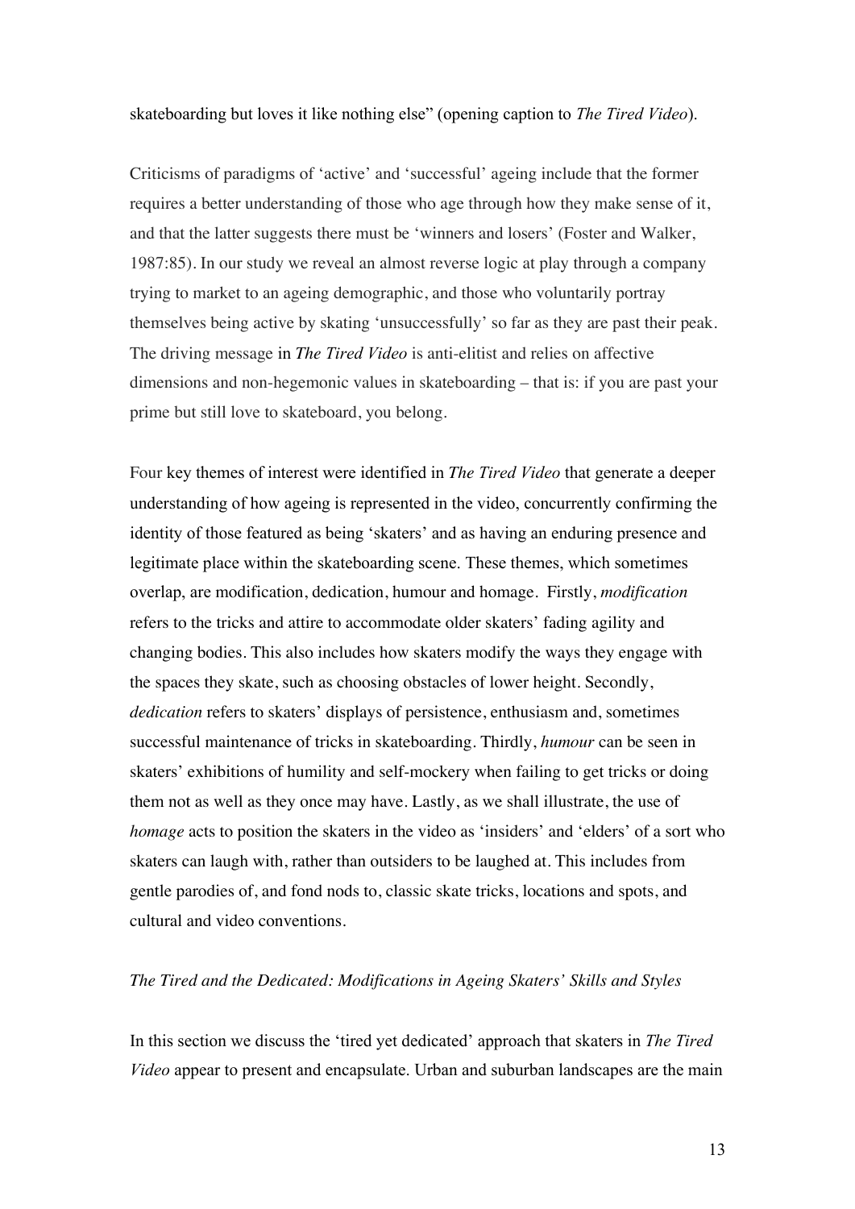skateboarding but loves it like nothing else" (opening caption to *The Tired Video*).

Criticisms of paradigms of 'active' and 'successful' ageing include that the former requires a better understanding of those who age through how they make sense of it, and that the latter suggests there must be 'winners and losers' (Foster and Walker, 1987:85). In our study we reveal an almost reverse logic at play through a company trying to market to an ageing demographic, and those who voluntarily portray themselves being active by skating 'unsuccessfully' so far as they are past their peak. The driving message in *The Tired Video* is anti-elitist and relies on affective dimensions and non-hegemonic values in skateboarding – that is: if you are past your prime but still love to skateboard, you belong.

Four key themes of interest were identified in *The Tired Video* that generate a deeper understanding of how ageing is represented in the video, concurrently confirming the identity of those featured as being 'skaters' and as having an enduring presence and legitimate place within the skateboarding scene. These themes, which sometimes overlap, are modification, dedication, humour and homage. Firstly, *modification* refers to the tricks and attire to accommodate older skaters' fading agility and changing bodies. This also includes how skaters modify the ways they engage with the spaces they skate, such as choosing obstacles of lower height. Secondly, *dedication* refers to skaters' displays of persistence, enthusiasm and, sometimes successful maintenance of tricks in skateboarding. Thirdly, *humour* can be seen in skaters' exhibitions of humility and self-mockery when failing to get tricks or doing them not as well as they once may have. Lastly, as we shall illustrate, the use of *homage* acts to position the skaters in the video as 'insiders' and 'elders' of a sort who skaters can laugh with, rather than outsiders to be laughed at. This includes from gentle parodies of, and fond nods to, classic skate tricks, locations and spots, and cultural and video conventions.

*The Tired and the Dedicated: Modifications in Ageing Skaters' Skills and Styles*

In this section we discuss the 'tired yet dedicated' approach that skaters in *The Tired Video* appear to present and encapsulate. Urban and suburban landscapes are the main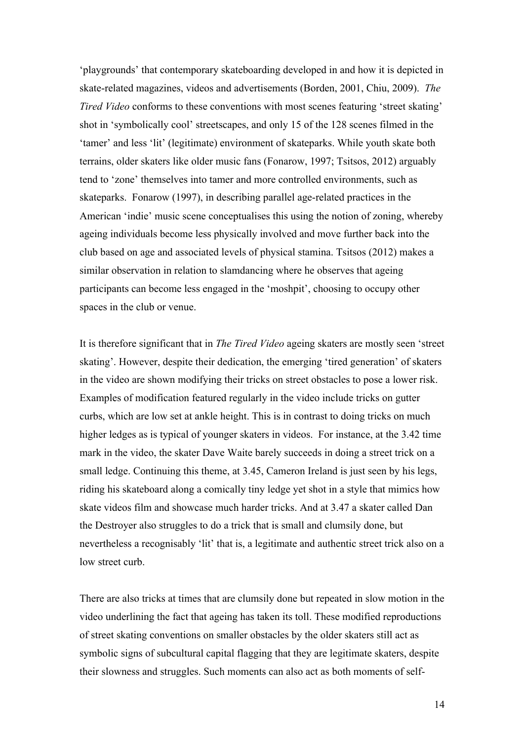'playgrounds' that contemporary skateboarding developed in and how it is depicted in skate-related magazines, videos and advertisements (Borden, 2001, Chiu, 2009). *The Tired Video* conforms to these conventions with most scenes featuring 'street skating' shot in 'symbolically cool' streetscapes, and only 15 of the 128 scenes filmed in the 'tamer' and less 'lit' (legitimate) environment of skateparks. While youth skate both terrains, older skaters like older music fans (Fonarow, 1997; Tsitsos, 2012) arguably tend to 'zone' themselves into tamer and more controlled environments, such as skateparks. Fonarow (1997), in describing parallel age-related practices in the American 'indie' music scene conceptualises this using the notion of zoning, whereby ageing individuals become less physically involved and move further back into the club based on age and associated levels of physical stamina. Tsitsos (2012) makes a similar observation in relation to slamdancing where he observes that ageing participants can become less engaged in the 'moshpit', choosing to occupy other spaces in the club or venue.

It is therefore significant that in *The Tired Video* ageing skaters are mostly seen 'street skating'. However, despite their dedication, the emerging 'tired generation' of skaters in the video are shown modifying their tricks on street obstacles to pose a lower risk. Examples of modification featured regularly in the video include tricks on gutter curbs, which are low set at ankle height. This is in contrast to doing tricks on much higher ledges as is typical of younger skaters in videos. For instance, at the 3.42 time mark in the video, the skater Dave Waite barely succeeds in doing a street trick on a small ledge. Continuing this theme, at 3.45, Cameron Ireland is just seen by his legs, riding his skateboard along a comically tiny ledge yet shot in a style that mimics how skate videos film and showcase much harder tricks. And at 3.47 a skater called Dan the Destroyer also struggles to do a trick that is small and clumsily done, but nevertheless a recognisably 'lit' that is, a legitimate and authentic street trick also on a low street curb.

There are also tricks at times that are clumsily done but repeated in slow motion in the video underlining the fact that ageing has taken its toll. These modified reproductions of street skating conventions on smaller obstacles by the older skaters still act as symbolic signs of subcultural capital flagging that they are legitimate skaters, despite their slowness and struggles. Such moments can also act as both moments of self-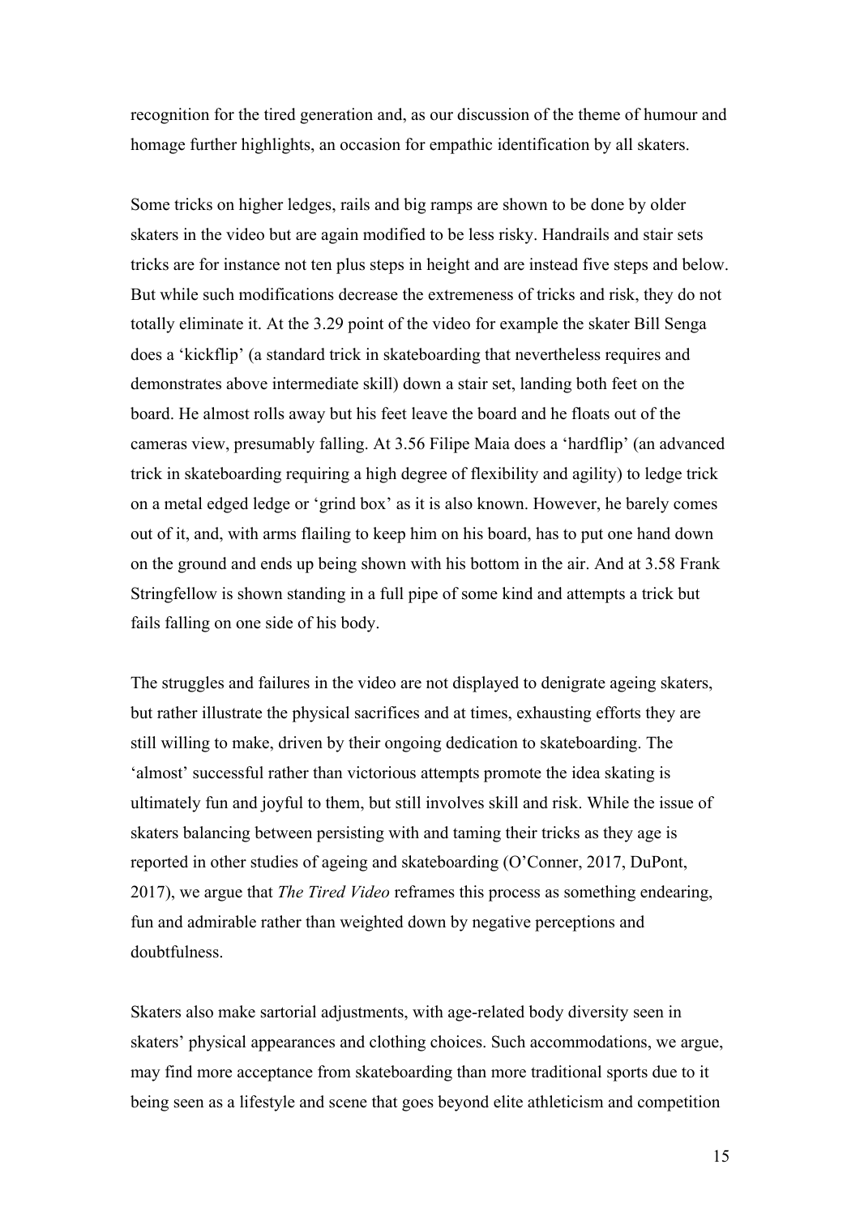recognition for the tired generation and, as our discussion of the theme of humour and homage further highlights, an occasion for empathic identification by all skaters.

Some tricks on higher ledges, rails and big ramps are shown to be done by older skaters in the video but are again modified to be less risky. Handrails and stair sets tricks are for instance not ten plus steps in height and are instead five steps and below. But while such modifications decrease the extremeness of tricks and risk, they do not totally eliminate it. At the 3.29 point of the video for example the skater Bill Senga does a 'kickflip' (a standard trick in skateboarding that nevertheless requires and demonstrates above intermediate skill) down a stair set, landing both feet on the board. He almost rolls away but his feet leave the board and he floats out of the cameras view, presumably falling. At 3.56 Filipe Maia does a 'hardflip' (an advanced trick in skateboarding requiring a high degree of flexibility and agility) to ledge trick on a metal edged ledge or 'grind box' as it is also known. However, he barely comes out of it, and, with arms flailing to keep him on his board, has to put one hand down on the ground and ends up being shown with his bottom in the air. And at 3.58 Frank Stringfellow is shown standing in a full pipe of some kind and attempts a trick but fails falling on one side of his body.

The struggles and failures in the video are not displayed to denigrate ageing skaters, but rather illustrate the physical sacrifices and at times, exhausting efforts they are still willing to make, driven by their ongoing dedication to skateboarding. The 'almost' successful rather than victorious attempts promote the idea skating is ultimately fun and joyful to them, but still involves skill and risk. While the issue of skaters balancing between persisting with and taming their tricks as they age is reported in other studies of ageing and skateboarding (O'Conner, 2017, DuPont, 2017), we argue that *The Tired Video* reframes this process as something endearing, fun and admirable rather than weighted down by negative perceptions and doubtfulness.

Skaters also make sartorial adjustments, with age-related body diversity seen in skaters' physical appearances and clothing choices. Such accommodations, we argue, may find more acceptance from skateboarding than more traditional sports due to it being seen as a lifestyle and scene that goes beyond elite athleticism and competition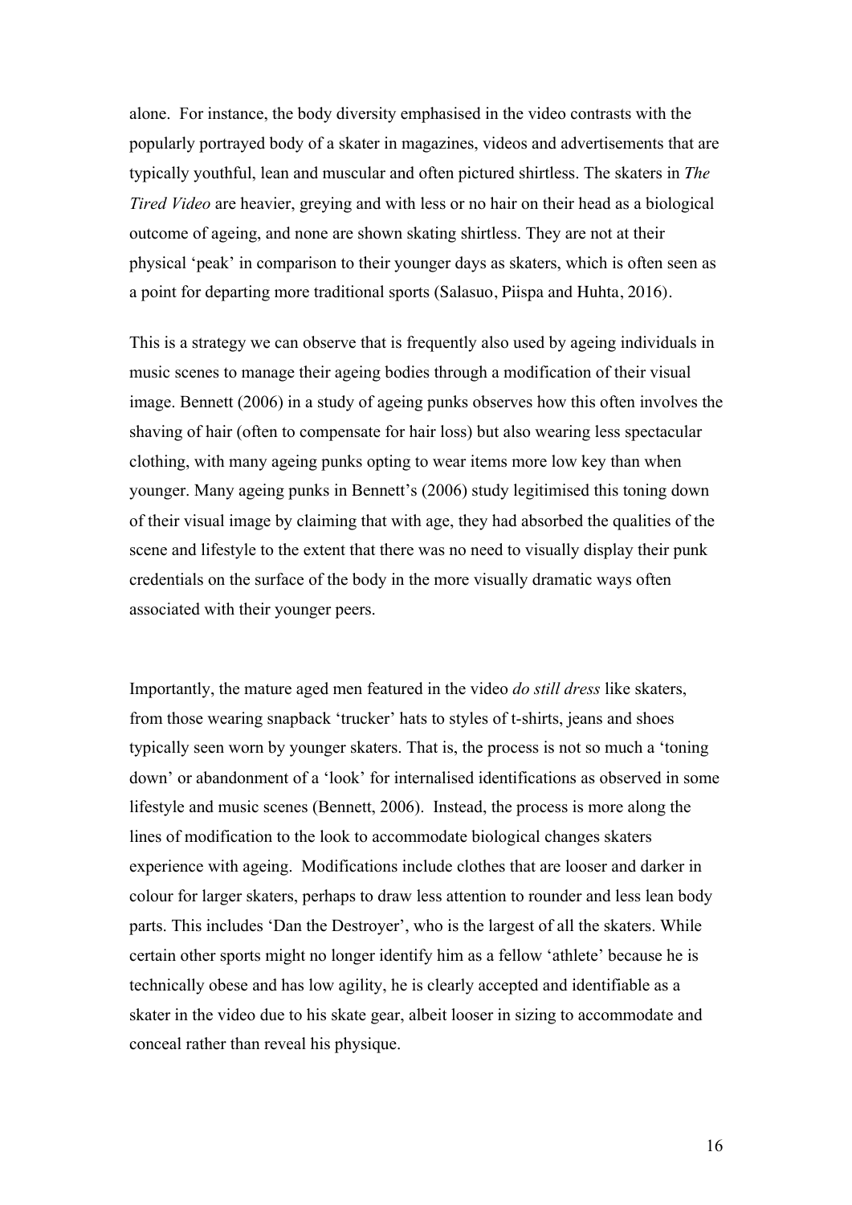alone. For instance, the body diversity emphasised in the video contrasts with the popularly portrayed body of a skater in magazines, videos and advertisements that are typically youthful, lean and muscular and often pictured shirtless. The skaters in *The Tired Video* are heavier, greying and with less or no hair on their head as a biological outcome of ageing, and none are shown skating shirtless. They are not at their physical 'peak' in comparison to their younger days as skaters, which is often seen as a point for departing more traditional sports (Salasuo, Piispa and Huhta, 2016).

This is a strategy we can observe that is frequently also used by ageing individuals in music scenes to manage their ageing bodies through a modification of their visual image. Bennett (2006) in a study of ageing punks observes how this often involves the shaving of hair (often to compensate for hair loss) but also wearing less spectacular clothing, with many ageing punks opting to wear items more low key than when younger. Many ageing punks in Bennett's (2006) study legitimised this toning down of their visual image by claiming that with age, they had absorbed the qualities of the scene and lifestyle to the extent that there was no need to visually display their punk credentials on the surface of the body in the more visually dramatic ways often associated with their younger peers.

Importantly, the mature aged men featured in the video *do still dress* like skaters, from those wearing snapback 'trucker' hats to styles of t-shirts, jeans and shoes typically seen worn by younger skaters. That is, the process is not so much a 'toning down' or abandonment of a 'look' for internalised identifications as observed in some lifestyle and music scenes (Bennett, 2006). Instead, the process is more along the lines of modification to the look to accommodate biological changes skaters experience with ageing. Modifications include clothes that are looser and darker in colour for larger skaters, perhaps to draw less attention to rounder and less lean body parts. This includes 'Dan the Destroyer', who is the largest of all the skaters. While certain other sports might no longer identify him as a fellow 'athlete' because he is technically obese and has low agility, he is clearly accepted and identifiable as a skater in the video due to his skate gear, albeit looser in sizing to accommodate and conceal rather than reveal his physique.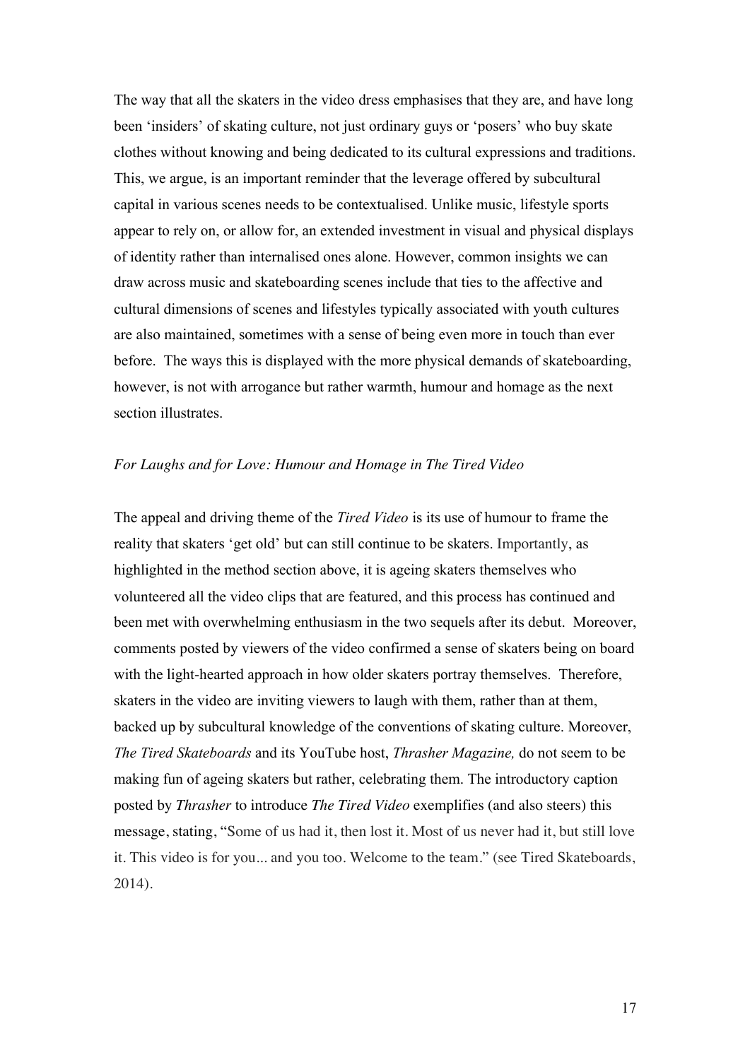The way that all the skaters in the video dress emphasises that they are, and have long been 'insiders' of skating culture, not just ordinary guys or 'posers' who buy skate clothes without knowing and being dedicated to its cultural expressions and traditions. This, we argue, is an important reminder that the leverage offered by subcultural capital in various scenes needs to be contextualised. Unlike music, lifestyle sports appear to rely on, or allow for, an extended investment in visual and physical displays of identity rather than internalised ones alone. However, common insights we can draw across music and skateboarding scenes include that ties to the affective and cultural dimensions of scenes and lifestyles typically associated with youth cultures are also maintained, sometimes with a sense of being even more in touch than ever before. The ways this is displayed with the more physical demands of skateboarding, however, is not with arrogance but rather warmth, humour and homage as the next section illustrates.

### *For Laughs and for Love: Humour and Homage in The Tired Video*

The appeal and driving theme of the *Tired Video* is its use of humour to frame the reality that skaters 'get old' but can still continue to be skaters. Importantly, as highlighted in the method section above, it is ageing skaters themselves who volunteered all the video clips that are featured, and this process has continued and been met with overwhelming enthusiasm in the two sequels after its debut. Moreover, comments posted by viewers of the video confirmed a sense of skaters being on board with the light-hearted approach in how older skaters portray themselves. Therefore, skaters in the video are inviting viewers to laugh with them, rather than at them, backed up by subcultural knowledge of the conventions of skating culture. Moreover, *The Tired Skateboards* and its YouTube host, *Thrasher Magazine,* do not seem to be making fun of ageing skaters but rather, celebrating them. The introductory caption posted by *Thrasher* to introduce *The Tired Video* exemplifies (and also steers) this message, stating, "Some of us had it, then lost it. Most of us never had it, but still love it. This video is for you... and you too. Welcome to the team." (see Tired Skateboards, 2014).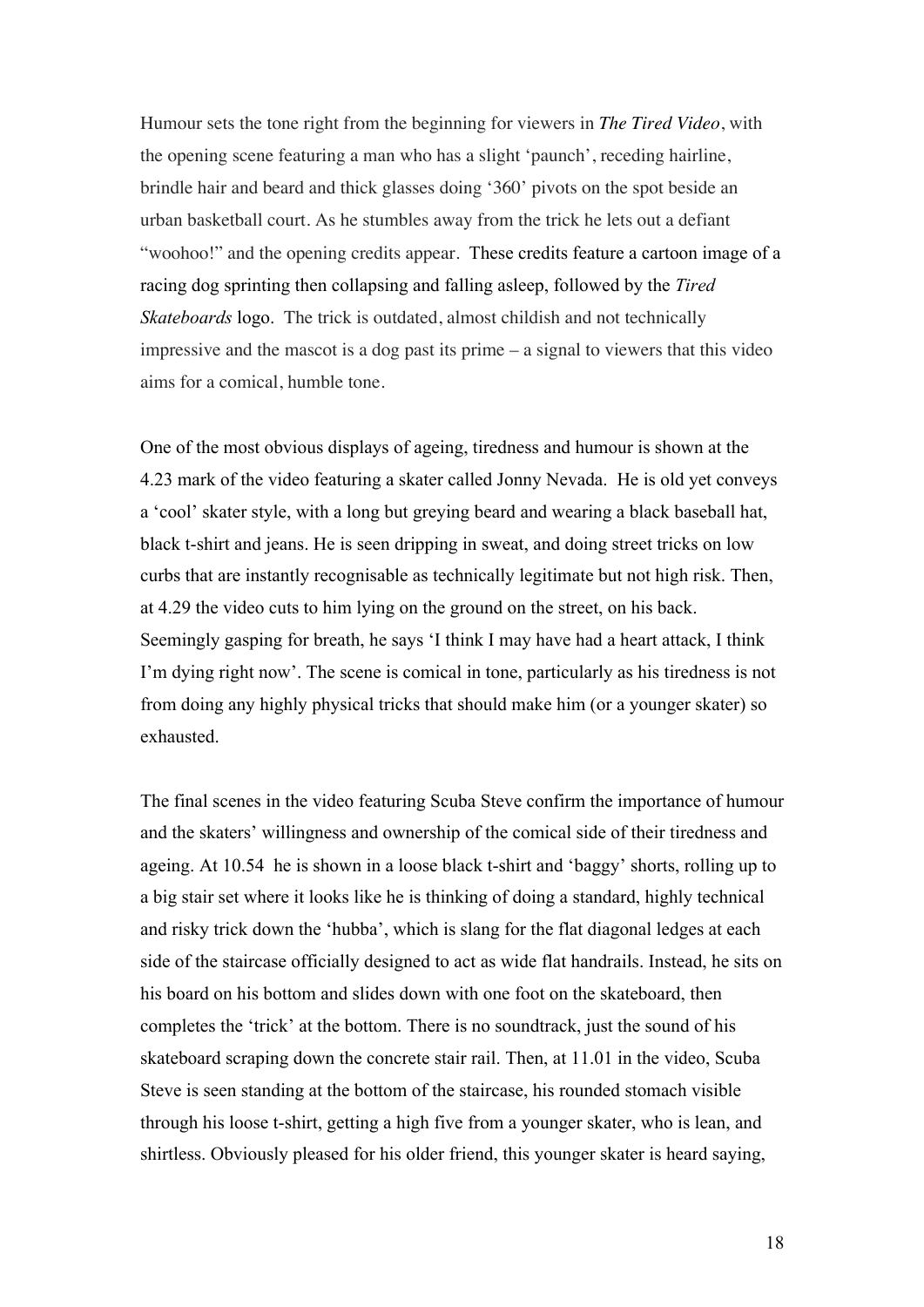Humour sets the tone right from the beginning for viewers in ***The Tired Video***, with the opening scene featuring a man who has a slight 'paunch', receding hairline, brindle hair and beard and thick glasses doing '360' pivots on the spot beside an urban basketball court. As he stumbles away from the trick he lets out a defiant "woohoo!" and the opening credits appear. These credits feature a cartoon image of a racing dog sprinting then collapsing and falling asleep, followed by the *Tired Skateboards* logo. The trick is outdated, almost childish and not technically impressive and the mascot is a dog past its prime – a signal to viewers that this video aims for a comical, humble tone.

One of the most obvious displays of ageing, tiredness and humour is shown at the 4.23 mark of the video featuring a skater called Jonny Nevada. He is old yet conveys a 'cool' skater style, with a long but greying beard and wearing a black baseball hat, black t-shirt and jeans. He is seen dripping in sweat, and doing street tricks on low curbs that are instantly recognisable as technically legitimate but not high risk. Then, at 4.29 the video cuts to him lying on the ground on the street, on his back. Seemingly gasping for breath, he says 'I think I may have had a heart attack, I think I'm dying right now'. The scene is comical in tone, particularly as his tiredness is not from doing any highly physical tricks that should make him (or a younger skater) so exhausted.

The final scenes in the video featuring Scuba Steve confirm the importance of humour and the skaters' willingness and ownership of the comical side of their tiredness and ageing. At 10.54 he is shown in a loose black t-shirt and 'baggy' shorts, rolling up to a big stair set where it looks like he is thinking of doing a standard, highly technical and risky trick down the 'hubba', which is slang for the flat diagonal ledges at each side of the staircase officially designed to act as wide flat handrails. Instead, he sits on his board on his bottom and slides down with one foot on the skateboard, then completes the 'trick' at the bottom. There is no soundtrack, just the sound of his skateboard scraping down the concrete stair rail. Then, at 11.01 in the video, Scuba Steve is seen standing at the bottom of the staircase, his rounded stomach visible through his loose t-shirt, getting a high five from a younger skater, who is lean, and shirtless. Obviously pleased for his older friend, this younger skater is heard saying,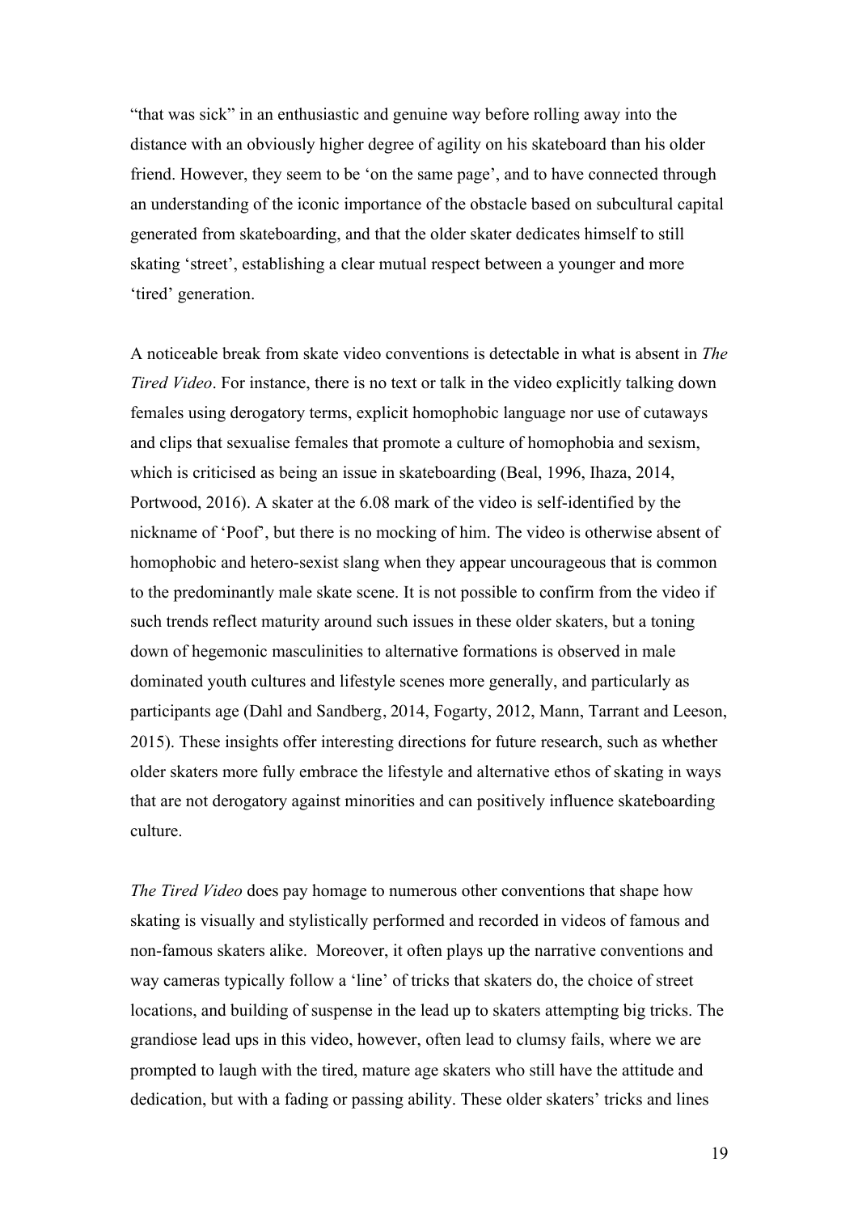"that was sick" in an enthusiastic and genuine way before rolling away into the distance with an obviously higher degree of agility on his skateboard than his older friend. However, they seem to be 'on the same page', and to have connected through an understanding of the iconic importance of the obstacle based on subcultural capital generated from skateboarding, and that the older skater dedicates himself to still skating 'street', establishing a clear mutual respect between a younger and more 'tired' generation.

A noticeable break from skate video conventions is detectable in what is absent in *The Tired Video*. For instance, there is no text or talk in the video explicitly talking down females using derogatory terms, explicit homophobic language nor use of cutaways and clips that sexualise females that promote a culture of homophobia and sexism, which is criticised as being an issue in skateboarding (Beal, 1996, Ihaza, 2014, Portwood, 2016). A skater at the 6.08 mark of the video is self-identified by the nickname of 'Poof', but there is no mocking of him. The video is otherwise absent of homophobic and hetero-sexist slang when they appear uncourageous that is common to the predominantly male skate scene. It is not possible to confirm from the video if such trends reflect maturity around such issues in these older skaters, but a toning down of hegemonic masculinities to alternative formations is observed in male dominated youth cultures and lifestyle scenes more generally, and particularly as participants age (Dahl and Sandberg, 2014, Fogarty, 2012, Mann, Tarrant and Leeson, 2015). These insights offer interesting directions for future research, such as whether older skaters more fully embrace the lifestyle and alternative ethos of skating in ways that are not derogatory against minorities and can positively influence skateboarding culture.

*The Tired Video* does pay homage to numerous other conventions that shape how skating is visually and stylistically performed and recorded in videos of famous and non-famous skaters alike. Moreover, it often plays up the narrative conventions and way cameras typically follow a 'line' of tricks that skaters do, the choice of street locations, and building of suspense in the lead up to skaters attempting big tricks. The grandiose lead ups in this video, however, often lead to clumsy fails, where we are prompted to laugh with the tired, mature age skaters who still have the attitude and dedication, but with a fading or passing ability. These older skaters' tricks and lines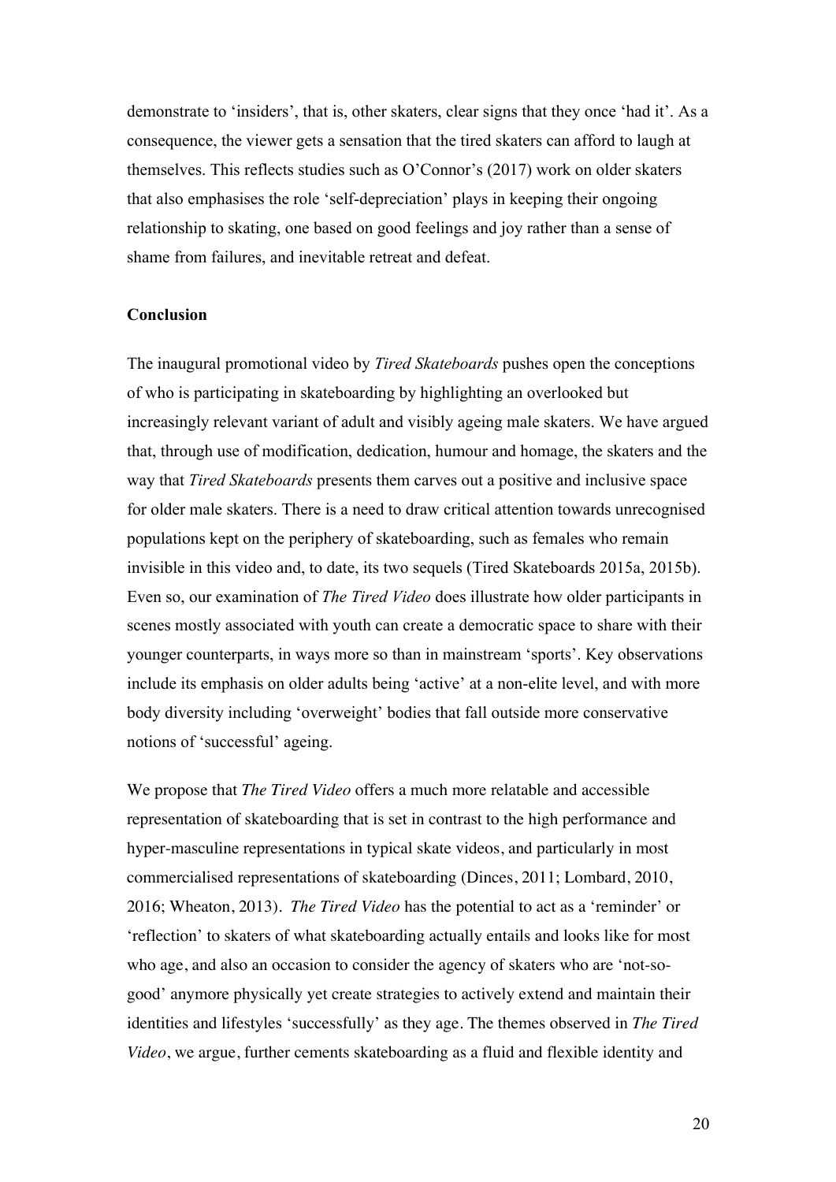demonstrate to 'insiders', that is, other skaters, clear signs that they once 'had it'. As a consequence, the viewer gets a sensation that the tired skaters can afford to laugh at themselves. This reflects studies such as O'Connor's (2017) work on older skaters that also emphasises the role 'self-depreciation' plays in keeping their ongoing relationship to skating, one based on good feelings and joy rather than a sense of shame from failures, and inevitable retreat and defeat.

## Conclusion

The inaugural promotional video by *Tired Skateboards* pushes open the conceptions of who is participating in skateboarding by highlighting an overlooked but increasingly relevant variant of adult and visibly ageing male skaters. We have argued that, through use of modification, dedication, humour and homage, the skaters and the way that *Tired Skateboards* presents them carves out a positive and inclusive space for older male skaters. There is a need to draw critical attention towards unrecognised populations kept on the periphery of skateboarding, such as females who remain invisible in this video and, to date, its two sequels (Tired Skateboards 2015a, 2015b). Even so, our examination of *The Tired Video* does illustrate how older participants in scenes mostly associated with youth can create a democratic space to share with their younger counterparts, in ways more so than in mainstream 'sports'. Key observations include its emphasis on older adults being 'active' at a non-elite level, and with more body diversity including 'overweight' bodies that fall outside more conservative notions of 'successful' ageing.

We propose that *The Tired Video* offers a much more relatable and accessible representation of skateboarding that is set in contrast to the high performance and hyper-masculine representations in typical skate videos, and particularly in most commercialised representations of skateboarding (Dinces, 2011; Lombard, 2010, 2016; Wheaton, 2013). *The Tired Video* has the potential to act as a 'reminder' or 'reflection' to skaters of what skateboarding actually entails and looks like for most who age, and also an occasion to consider the agency of skaters who are 'not-so-good' anymore physically yet create strategies to actively extend and maintain their identities and lifestyles 'successfully' as they age. The themes observed in *The Tired Video*, we argue, further cements skateboarding as a fluid and flexible identity and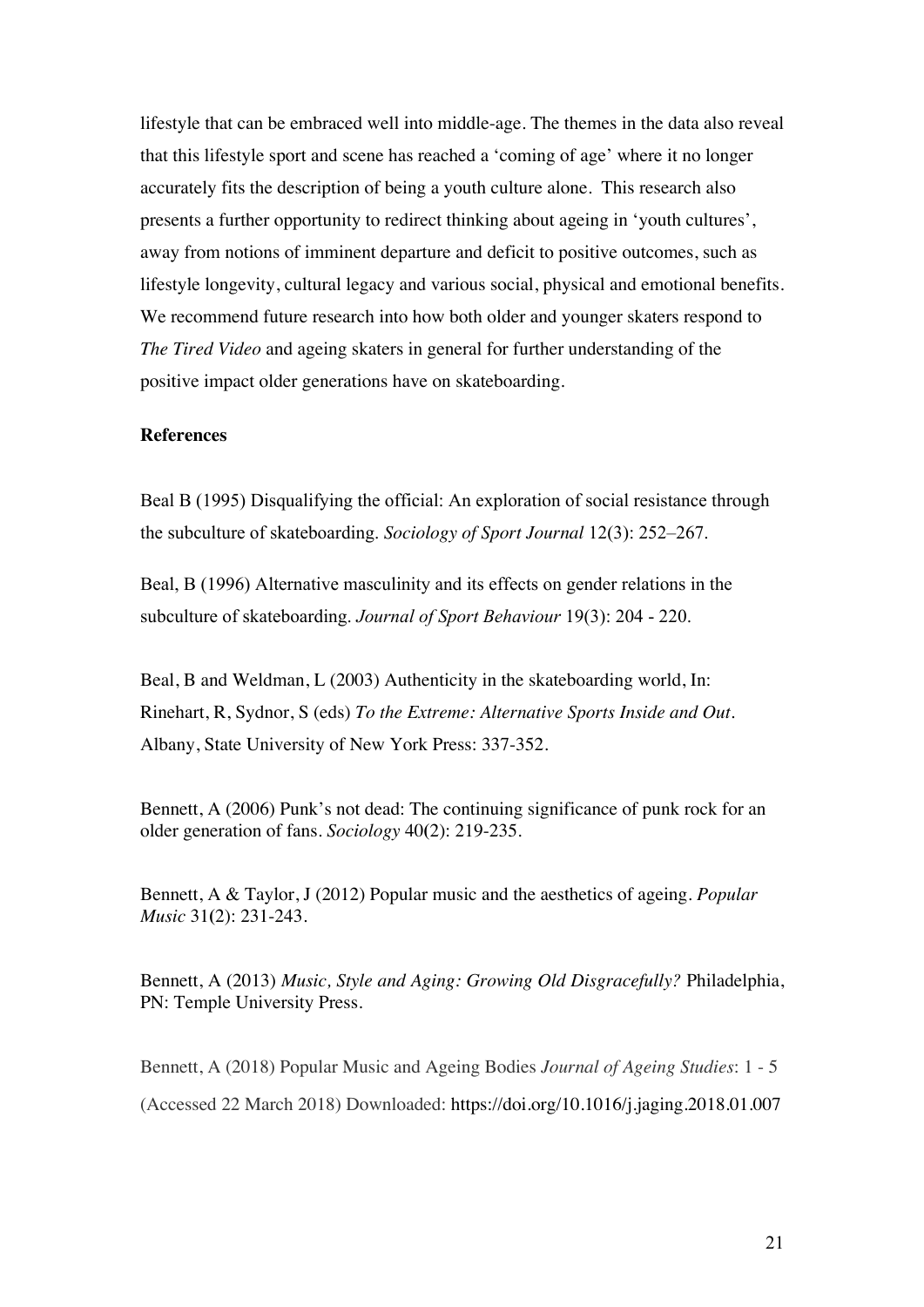lifestyle that can be embraced well into middle-age. The themes in the data also reveal that this lifestyle sport and scene has reached a 'coming of age' where it no longer accurately fits the description of being a youth culture alone. This research also presents a further opportunity to redirect thinking about ageing in 'youth cultures', away from notions of imminent departure and deficit to positive outcomes, such as lifestyle longevity, cultural legacy and various social, physical and emotional benefits. We recommend future research into how both older and younger skaters respond to *The Tired Video* and ageing skaters in general for further understanding of the positive impact older generations have on skateboarding.

**References**

Beal B (1995) Disqualifying the official: An exploration of social resistance through the subculture of skateboarding. *Sociology of Sport Journal* 12(3): 252–267.

Beal, B (1996) Alternative masculinity and its effects on gender relations in the subculture of skateboarding. *Journal of Sport Behaviour* 19(3): 204 - 220.

Beal, B and Weldman, L (2003) Authenticity in the skateboarding world, In: Rinehart, R, Sydnor, S (eds) *To the Extreme: Alternative Sports Inside and Out*. Albany, State University of New York Press: 337-352.

Bennett, A (2006) Punk's not dead: The continuing significance of punk rock for an older generation of fans. *Sociology* 40(2): 219-235.

Bennett, A & Taylor, J (2012) Popular music and the aesthetics of ageing. *Popular Music* 31(2): 231-243.

Bennett, A (2013) *Music, Style and Aging: Growing Old Disgracefully?* Philadelphia, PN: Temple University Press.

Bennett, A (2018) Popular Music and Ageing Bodies *Journal of Ageing Studies*: 1 - 5 (Accessed 22 March 2018) Downloaded: https://doi.org/10.1016/j.jaging.2018.01.007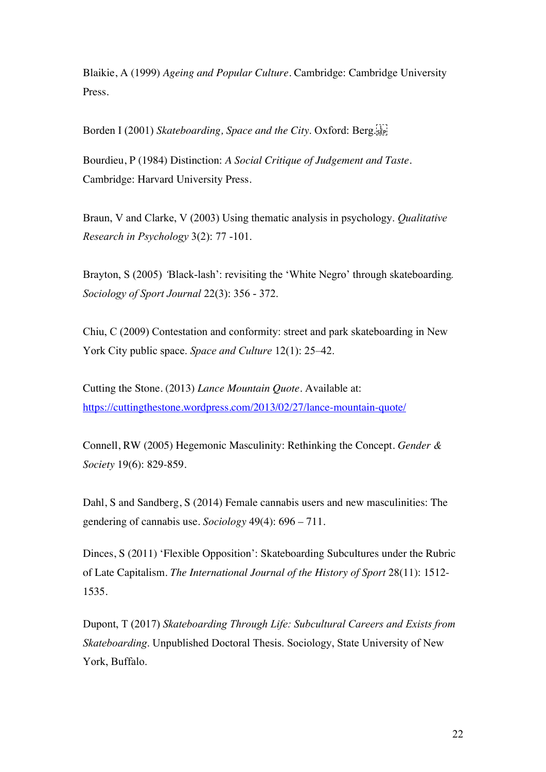Blaikie, A (1999) *Ageing and Popular Culture*. Cambridge: Cambridge University Press.

Borden I (2001) *Skateboarding, Space and the City*. Oxford: Berg.

Bourdieu, P (1984) Distinction: *A Social Critique of Judgement and Taste*. Cambridge: Harvard University Press.

Braun, V and Clarke, V (2003) Using thematic analysis in psychology. *Qualitative Research in Psychology* 3(2): 77 -101.

Brayton, S (2005) 'Black-lash': revisiting the 'White Negro' through skateboarding. *Sociology of Sport Journal* 22(3): 356 - 372.

Chiu, C (2009) Contestation and conformity: street and park skateboarding in New York City public space. *Space and Culture* 12(1): 25–42.

Cutting the Stone. (2013) *Lance Mountain Quote*. Available at: https://cuttingthestone.wordpress.com/2013/02/27/lance-mountain-quote/

Connell, RW (2005) Hegemonic Masculinity: Rethinking the Concept. *Gender & Society* 19(6): 829-859.

Dahl, S and Sandberg, S (2014) Female cannabis users and new masculinities: The gendering of cannabis use. *Sociology* 49(4): 696 – 711.

Dinces, S (2011) 'Flexible Opposition': Skateboarding Subcultures under the Rubric of Late Capitalism. *The International Journal of the History of Sport* 28(11): 1512-1535.

Dupont, T (2017) *Skateboarding Through Life: Subcultural Careers and Exists from Skateboarding*. Unpublished Doctoral Thesis. Sociology, State University of New York, Buffalo.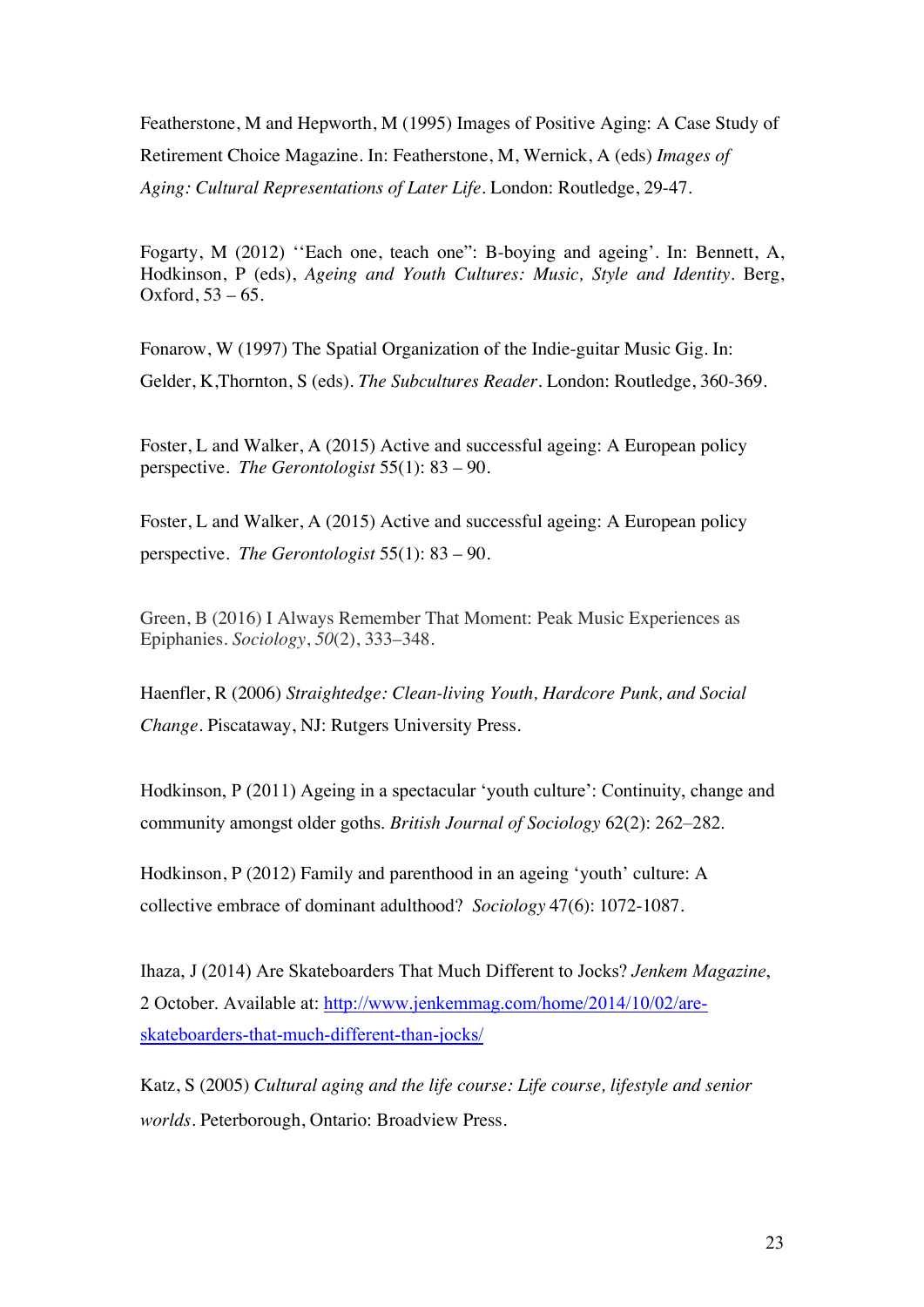Featherstone, M and Hepworth, M (1995) Images of Positive Aging: A Case Study of Retirement Choice Magazine. In: Featherstone, M, Wernick, A (eds) *Images of Aging: Cultural Representations of Later Life*. London: Routledge, 29-47.

Fogarty, M (2012) ''Each one, teach one'': B-boying and ageing'. In: Bennett, A, Hodkinson, P (eds), *Ageing and Youth Cultures: Music, Style and Identity*. Berg, Oxford, 53 – 65.

Fonarow, W (1997) The Spatial Organization of the Indie-guitar Music Gig. In: Gelder, K,Thornton, S (eds). *The Subcultures Reader*. London: Routledge, 360-369.

Foster, L and Walker, A (2015) Active and successful ageing: A European policy perspective. *The Gerontologist* 55(1): 83 – 90.

Foster, L and Walker, A (2015) Active and successful ageing: A European policy perspective. *The Gerontologist* 55(1): 83 – 90.

Green, B (2016) I Always Remember That Moment: Peak Music Experiences as Epiphanies. *Sociology*, *50*(2), 333–348.

Haenfler, R (2006) *Straightedge: Clean-living Youth, Hardcore Punk, and Social Change*. Piscataway, NJ: Rutgers University Press.

Hodkinson, P (2011) Ageing in a spectacular 'youth culture': Continuity, change and community amongst older goths. *British Journal of Sociology* 62(2): 262–282.

Hodkinson, P (2012) Family and parenthood in an ageing 'youth' culture: A collective embrace of dominant adulthood? *Sociology* 47(6): 1072-1087.

Ihaza, J (2014) Are Skateboarders That Much Different to Jocks? *Jenkem Magazine*, 2 October. Available at: [http://www.jenkemmag.com/home/2014/10/02/are-skateboarders-that-much-different-than-jocks/](http://www.jenkemmag.com/home/2014/10/02/are-skateboarders-that-much-different-than-jocks/)

Katz, S (2005) *Cultural aging and the life course: Life course, lifestyle and senior worlds*. Peterborough, Ontario: Broadview Press.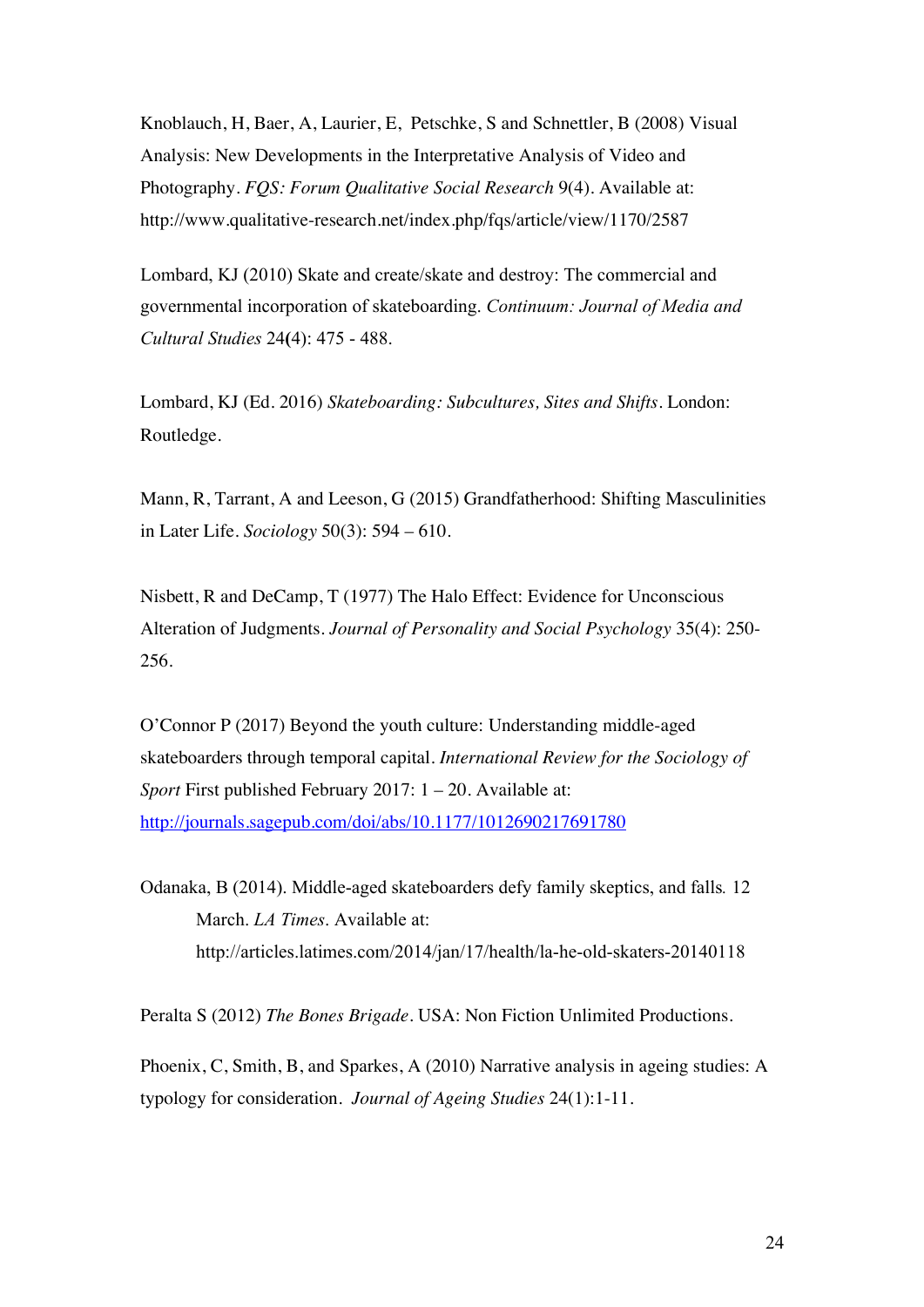Knoblauch, H, Baer, A, Laurier, E, Petschke, S and Schnettler, B (2008) Visual Analysis: New Developments in the Interpretative Analysis of Video and Photography. *FQS: Forum Qualitative Social Research* 9(4). Available at: http://www.qualitative-research.net/index.php/fqs/article/view/1170/2587

Lombard, KJ (2010) Skate and create/skate and destroy: The commercial and governmental incorporation of skateboarding. *Continuum: Journal of Media and Cultural Studies* 24**(**4): 475 - 488.

Lombard, KJ (Ed. 2016) *Skateboarding: Subcultures, Sites and Shifts*. London: Routledge.

Mann, R, Tarrant, A and Leeson, G (2015) Grandfatherhood: Shifting Masculinities in Later Life. *Sociology* 50(3): 594 – 610.

Nisbett, R and DeCamp, T (1977) The Halo Effect: Evidence for Unconscious Alteration of Judgments. *Journal of Personality and Social Psychology* 35(4): 250-256.

O'Connor P (2017) Beyond the youth culture: Understanding middle-aged skateboarders through temporal capital. *International Review for the Sociology of Sport* First published February 2017: 1 – 20. Available at: http://journals.sagepub.com/doi/abs/10.1177/1012690217691780

Odanaka, B (2014). Middle-aged skateboarders defy family skeptics, and falls*.* 12 March. *LA Times*. Available at: http://articles.latimes.com/2014/jan/17/health/la-he-old-skaters-20140118

Peralta S (2012) *The Bones Brigade*. USA: Non Fiction Unlimited Productions.

Phoenix, C, Smith, B, and Sparkes, A (2010) Narrative analysis in ageing studies: A typology for consideration. *Journal of Ageing Studies* 24(1):1-11.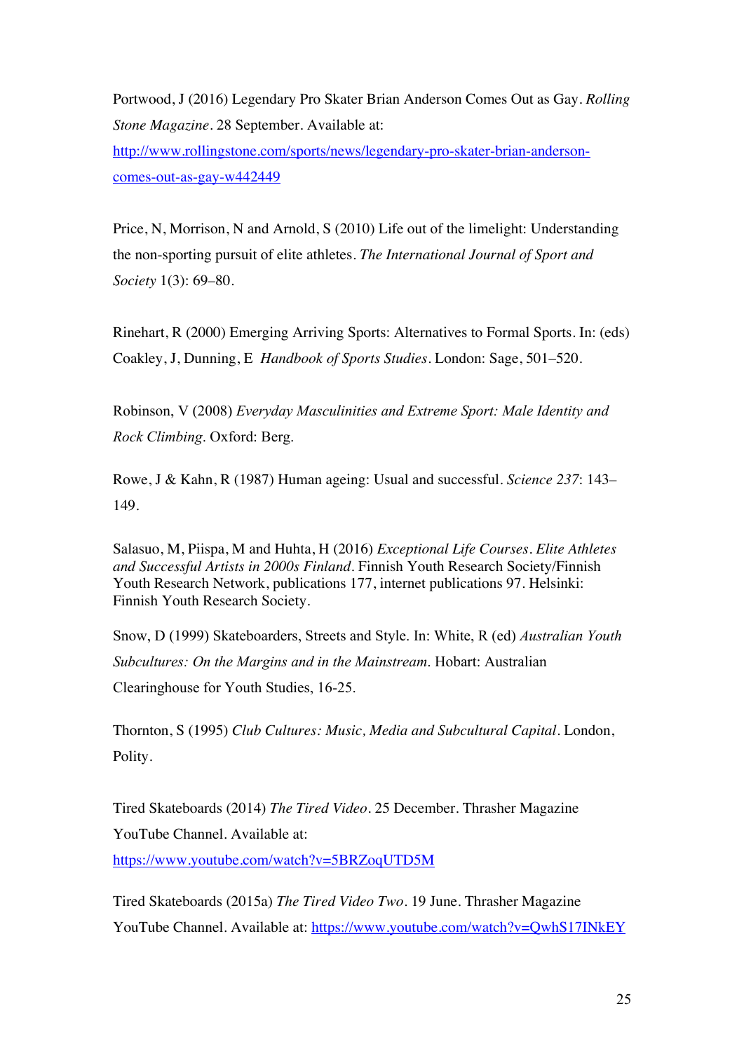Portwood, J (2016) Legendary Pro Skater Brian Anderson Comes Out as Gay. *Rolling Stone Magazine*. 28 September. Available at: http://www.rollingstone.com/sports/news/legendary-pro-skater-brian-anderson-comes-out-as-gay-w442449

Price, N, Morrison, N and Arnold, S (2010) Life out of the limelight: Understanding the non-sporting pursuit of elite athletes. *The International Journal of Sport and Society* 1(3): 69–80.

Rinehart, R (2000) Emerging Arriving Sports: Alternatives to Formal Sports. In: (eds) Coakley, J, Dunning, E *Handbook of Sports Studies*. London: Sage, 501–520.

Robinson, V (2008) *Everyday Masculinities and Extreme Sport: Male Identity and Rock Climbing*. Oxford: Berg.

Rowe, J & Kahn, R (1987) Human ageing: Usual and successful. *Science 237*: 143–149.

Salasuo, M, Piispa, M and Huhta, H (2016) *Exceptional Life Courses. Elite Athletes and Successful Artists in 2000s Finland*. Finnish Youth Research Society/Finnish Youth Research Network, publications 177, internet publications 97. Helsinki: Finnish Youth Research Society.

Snow, D (1999) Skateboarders, Streets and Style. In: White, R (ed) *Australian Youth Subcultures: On the Margins and in the Mainstream*. Hobart: Australian Clearinghouse for Youth Studies, 16-25.

Thornton, S (1995) *Club Cultures: Music, Media and Subcultural Capital*. London, Polity.

Tired Skateboards (2014) *The Tired Video*. 25 December. Thrasher Magazine YouTube Channel. Available at: https://www.youtube.com/watch?v=5BRZoqUTD5M

Tired Skateboards (2015a) *The Tired Video Two*. 19 June. Thrasher Magazine YouTube Channel. Available at: https://www.youtube.com/watch?v=QwhS17INkEY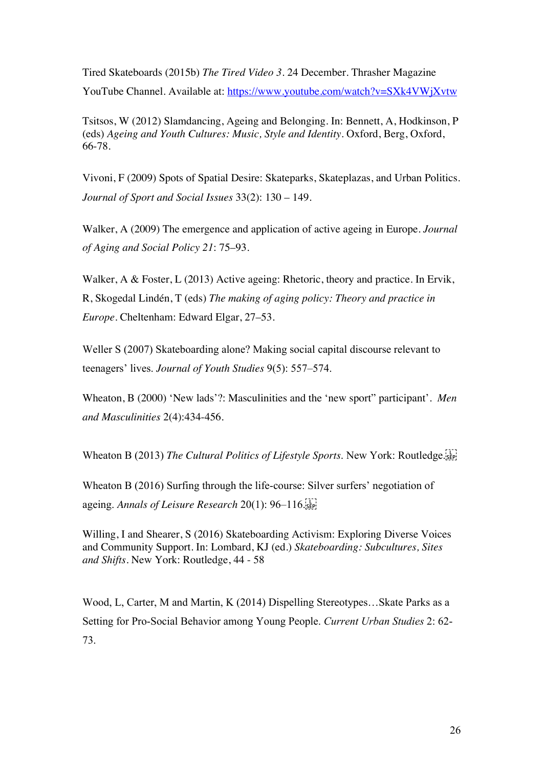Tired Skateboards (2015b) *The Tired Video 3*. 24 December. Thrasher Magazine YouTube Channel. Available at: https://www.youtube.com/watch?v=SXk4VWjXvtw

Tsitsos, W (2012) Slamdancing, Ageing and Belonging. In: Bennett, A, Hodkinson, P (eds) *Ageing and Youth Cultures: Music, Style and Identity*. Oxford, Berg, Oxford, 66-78.

Vivoni, F (2009) Spots of Spatial Desire: Skateparks, Skateplazas, and Urban Politics. *Journal of Sport and Social Issues* 33(2): 130 – 149.

Walker, A (2009) The emergence and application of active ageing in Europe. *Journal of Aging and Social Policy 21*: 75–93.

Walker, A & Foster, L (2013) Active ageing: Rhetoric, theory and practice. In Ervik, R, Skogedal Lindén, T (eds) *The making of aging policy: Theory and practice in Europe*. Cheltenham: Edward Elgar, 27–53.

Weller S (2007) Skateboarding alone? Making social capital discourse relevant to teenagers' lives. *Journal of Youth Studies* 9(5): 557–574.

Wheaton, B (2000) 'New lads'?: Masculinities and the 'new sport" participant'. *Men and Masculinities* 2(4):434-456.

Wheaton B (2013) *The Cultural Politics of Lifestyle Sports*. New York: Routledge.

Wheaton B (2016) Surfing through the life-course: Silver surfers' negotiation of ageing. *Annals of Leisure Research* 20(1): 96–116.

Willing, I and Shearer, S (2016) Skateboarding Activism: Exploring Diverse Voices and Community Support. In: Lombard, KJ (ed.) *Skateboarding: Subcultures, Sites and Shifts*. New York: Routledge, 44 - 58

Wood, L, Carter, M and Martin, K (2014) Dispelling Stereotypes…Skate Parks as a Setting for Pro-Social Behavior among Young People. *Current Urban Studies* 2: 62-73.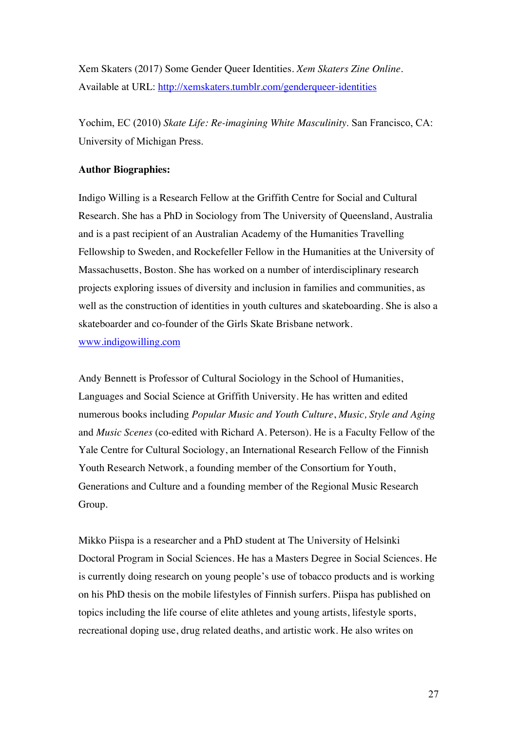Xem Skaters (2017) Some Gender Queer Identities. *Xem Skaters Zine Online*. Available at URL: [http://xemskaters.tumblr.com/genderqueer-identities](http://xemskaters.tumblr.com/genderqueer-identities)

Yochim, EC (2010) *Skate Life: Re-imagining White Masculinity*. San Francisco, CA: University of Michigan Press.

**Author Biographies:**

Indigo Willing is a Research Fellow at the Griffith Centre for Social and Cultural Research. She has a PhD in Sociology from The University of Queensland, Australia and is a past recipient of an Australian Academy of the Humanities Travelling Fellowship to Sweden, and Rockefeller Fellow in the Humanities at the University of Massachusetts, Boston. She has worked on a number of interdisciplinary research projects exploring issues of diversity and inclusion in families and communities, as well as the construction of identities in youth cultures and skateboarding. She is also a skateboarder and co-founder of the Girls Skate Brisbane network. [www.indigowilling.com](www.indigowilling.com)

Andy Bennett is Professor of Cultural Sociology in the School of Humanities, Languages and Social Science at Griffith University. He has written and edited numerous books including *Popular Music and Youth Culture*, *Music, Style and Aging* and *Music Scenes* (co-edited with Richard A. Peterson). He is a Faculty Fellow of the Yale Centre for Cultural Sociology, an International Research Fellow of the Finnish Youth Research Network, a founding member of the Consortium for Youth, Generations and Culture and a founding member of the Regional Music Research Group.

Mikko Piispa is a researcher and a PhD student at The University of Helsinki Doctoral Program in Social Sciences. He has a Masters Degree in Social Sciences. He is currently doing research on young people's use of tobacco products and is working on his PhD thesis on the mobile lifestyles of Finnish surfers. Piispa has published on topics including the life course of elite athletes and young artists, lifestyle sports, recreational doping use, drug related deaths, and artistic work. He also writes on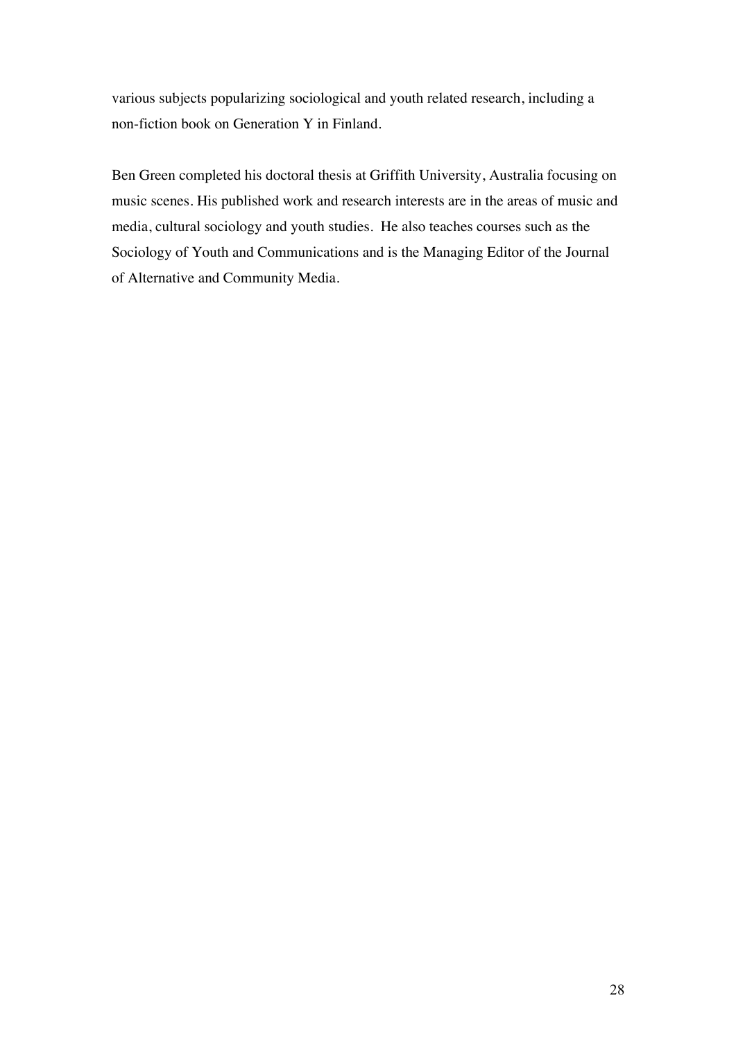various subjects popularizing sociological and youth related research, including a non-fiction book on Generation Y in Finland.

Ben Green completed his doctoral thesis at Griffith University, Australia focusing on music scenes. His published work and research interests are in the areas of music and media, cultural sociology and youth studies. He also teaches courses such as the Sociology of Youth and Communications and is the Managing Editor of the Journal of Alternative and Community Media.